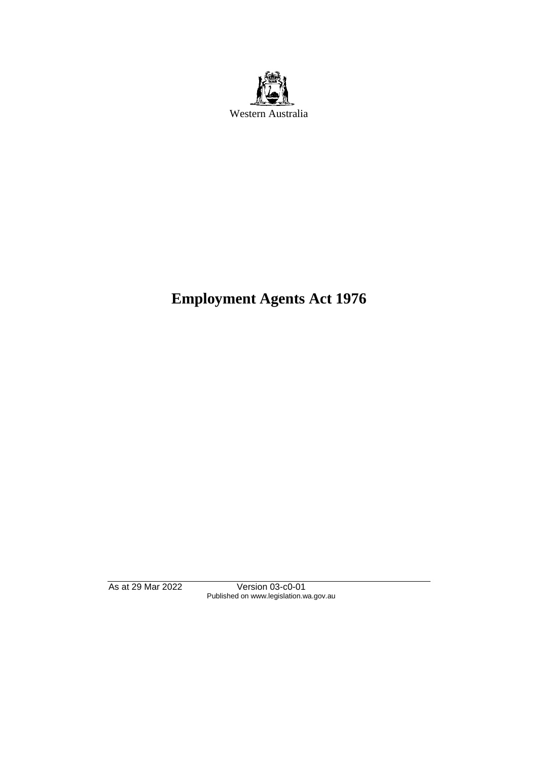Western Australia

# Employment Agents Act 1976

As at 29 Mar 2022 Version 03-c0-01
Published on www.legislation.wa.gov.au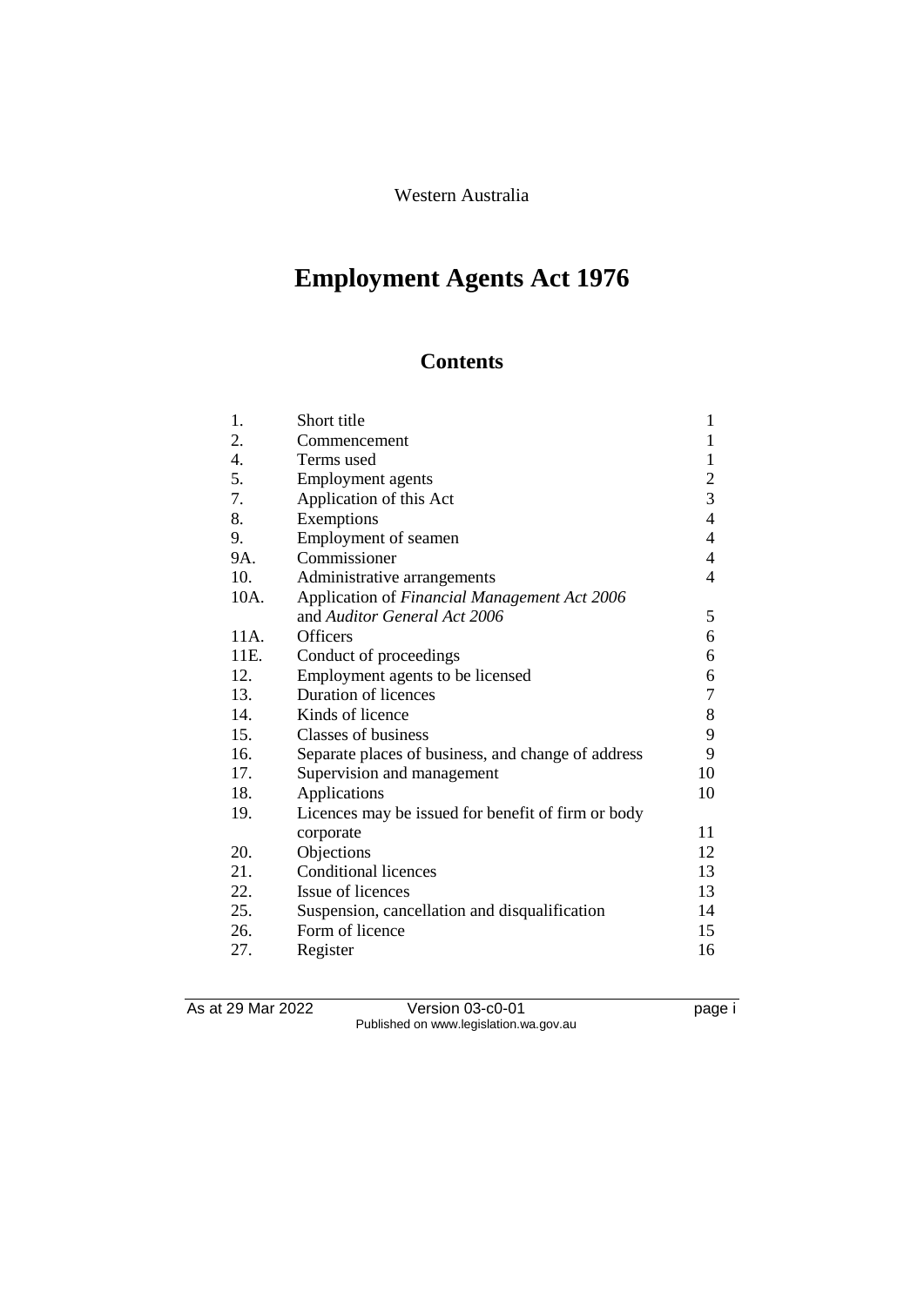Western Australia

# Employment Agents Act 1976

## Contents

| | | |
|---|---|---|
| 1. | Short title | 1 |
| 2. | Commencement | 1 |
| 4. | Terms used | 1 |
| 5. | Employment agents | 2 |
| 7. | Application of this Act | 3 |
| 8. | Exemptions | 4 |
| 9. | Employment of seamen | 4 |
| 9A. | Commissioner | 4 |
| 10. | Administrative arrangements | 4 |
| 10A. | Application of *Financial Management Act 2006* and *Auditor General Act 2006* | 5 |
| 11A. | Officers | 6 |
| 11E. | Conduct of proceedings | 6 |
| 12. | Employment agents to be licensed | 6 |
| 13. | Duration of licences | 7 |
| 14. | Kinds of licence | 8 |
| 15. | Classes of business | 9 |
| 16. | Separate places of business, and change of address | 9 |
| 17. | Supervision and management | 10 |
| 18. | Applications | 10 |
| 19. | Licences may be issued for benefit of firm or body corporate | 11 |
| 20. | Objections | 12 |
| 21. | Conditional licences | 13 |
| 22. | Issue of licences | 13 |
| 25. | Suspension, cancellation and disqualification | 14 |
| 26. | Form of licence | 15 |
| 27. | Register | 16 |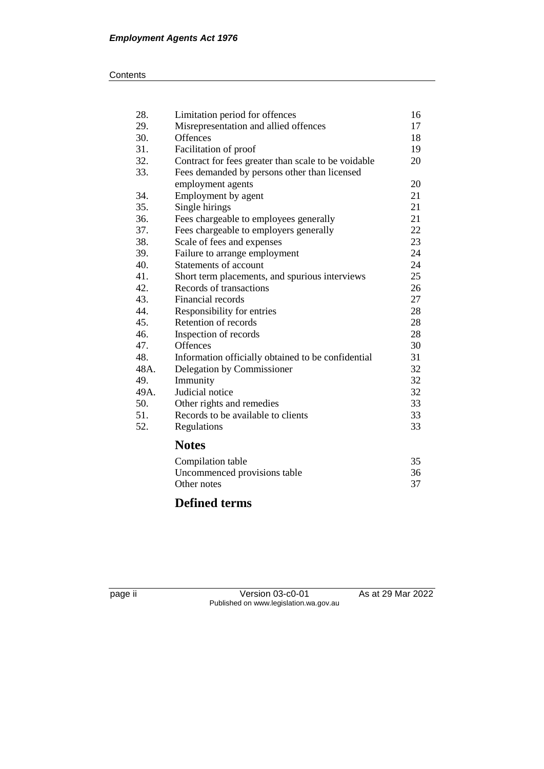| | | |
|---|---|---|
| 28. | Limitation period for offences | 16 |
| 29. | Misrepresentation and allied offences | 17 |
| 30. | Offences | 18 |
| 31. | Facilitation of proof | 19 |
| 32. | Contract for fees greater than scale to be voidable | 20 |
| 33. | Fees demanded by persons other than licensed employment agents | 20 |
| 34. | Employment by agent | 21 |
| 35. | Single hirings | 21 |
| 36. | Fees chargeable to employees generally | 21 |
| 37. | Fees chargeable to employers generally | 22 |
| 38. | Scale of fees and expenses | 23 |
| 39. | Failure to arrange employment | 24 |
| 40. | Statements of account | 24 |
| 41. | Short term placements, and spurious interviews | 25 |
| 42. | Records of transactions | 26 |
| 43. | Financial records | 27 |
| 44. | Responsibility for entries | 28 |
| 45. | Retention of records | 28 |
| 46. | Inspection of records | 28 |
| 47. | Offences | 30 |
| 48. | Information officially obtained to be confidential | 31 |
| 48A. | Delegation by Commissioner | 32 |
| 49. | Immunity | 32 |
| 49A. | Judicial notice | 32 |
| 50. | Other rights and remedies | 33 |
| 51. | Records to be available to clients | 33 |
| 52. | Regulations | 33 |

## Notes

| | |
|---|---|
| Compilation table | 35 |
| Uncommenced provisions table | 36 |
| Other notes | 37 |

## Defined terms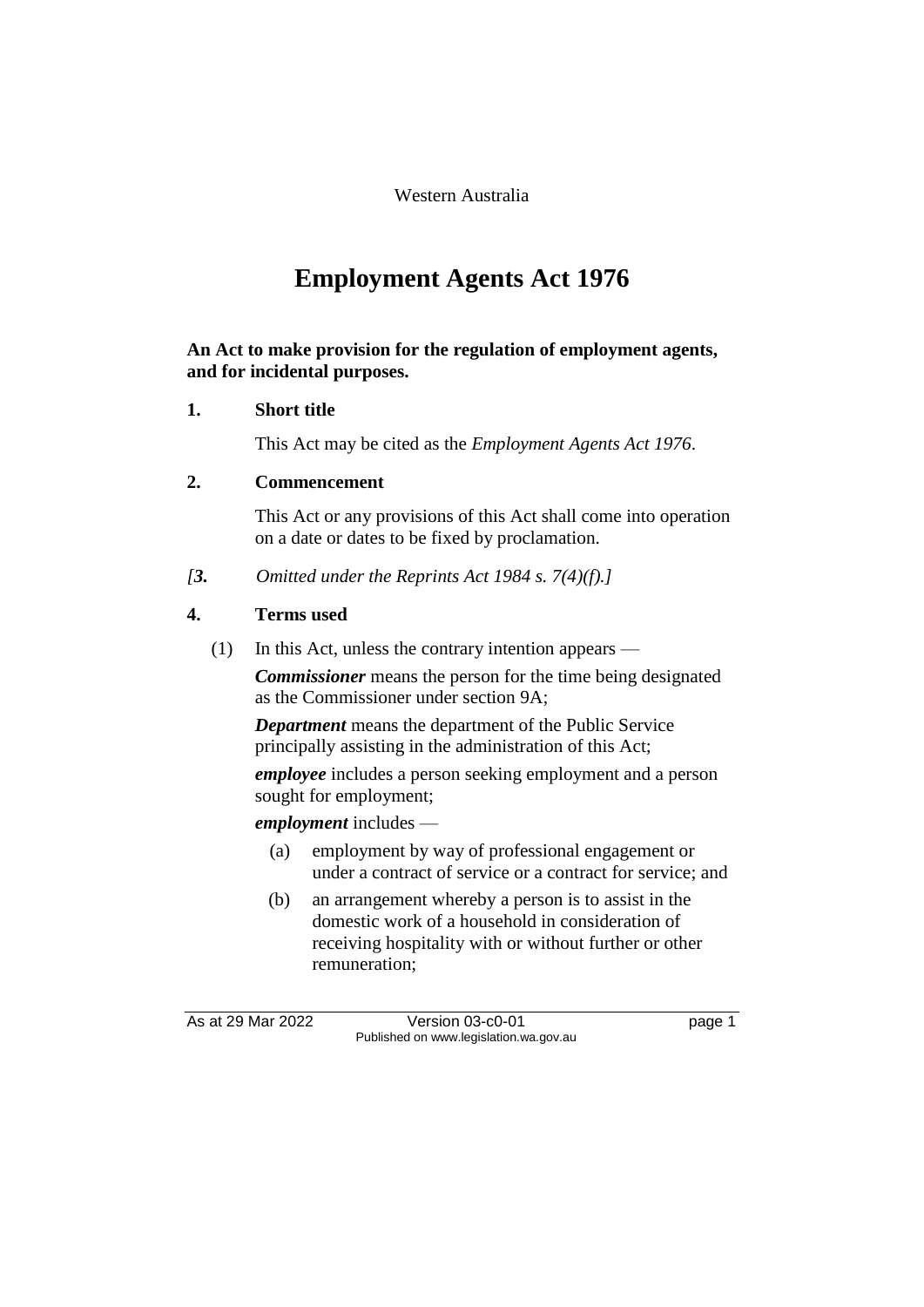Western Australia

# Employment Agents Act 1976

**An Act to make provision for the regulation of employment agents, and for incidental purposes.**

## 1. Short title

This Act may be cited as the *Employment Agents Act 1976*.

## 2. Commencement

This Act or any provisions of this Act shall come into operation on a date or dates to be fixed by proclamation.

*[**3.** Omitted under the Reprints Act 1984 s. 7(4)(f).]*

## 4. Terms used

(1) In this Act, unless the contrary intention appears —

***Commissioner*** means the person for the time being designated as the Commissioner under section 9A;

***Department*** means the department of the Public Service principally assisting in the administration of this Act;

***employee*** includes a person seeking employment and a person sought for employment;

***employment*** includes —

- (a) employment by way of professional engagement or under a contract of service or a contract for service; and
- (b) an arrangement whereby a person is to assist in the domestic work of a household in consideration of receiving hospitality with or without further or other remuneration;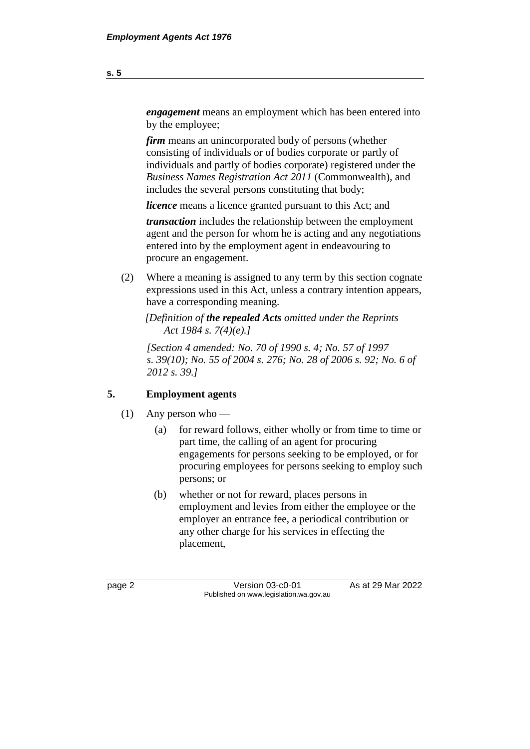***engagement*** means an employment which has been entered into by the employee;

***firm*** means an unincorporated body of persons (whether consisting of individuals or of bodies corporate or partly of individuals and partly of bodies corporate) registered under the *Business Names Registration Act 2011* (Commonwealth), and includes the several persons constituting that body;

***licence*** means a licence granted pursuant to this Act; and

***transaction*** includes the relationship between the employment agent and the person for whom he is acting and any negotiations entered into by the employment agent in endeavouring to procure an engagement.

(2) Where a meaning is assigned to any term by this section cognate expressions used in this Act, unless a contrary intention appears, have a corresponding meaning.

*[Definition of **the repealed Acts** omitted under the Reprints Act 1984 s. 7(4)(e).]*

*[Section 4 amended: No. 70 of 1990 s. 4; No. 57 of 1997 s. 39(10); No. 55 of 2004 s. 276; No. 28 of 2006 s. 92; No. 6 of 2012 s. 39.]*

## 5. Employment agents

(1) Any person who —

(a) for reward follows, either wholly or from time to time or part time, the calling of an agent for procuring engagements for persons seeking to be employed, or for procuring employees for persons seeking to employ such persons; or

(b) whether or not for reward, places persons in employment and levies from either the employee or the employer an entrance fee, a periodical contribution or any other charge for his services in effecting the placement,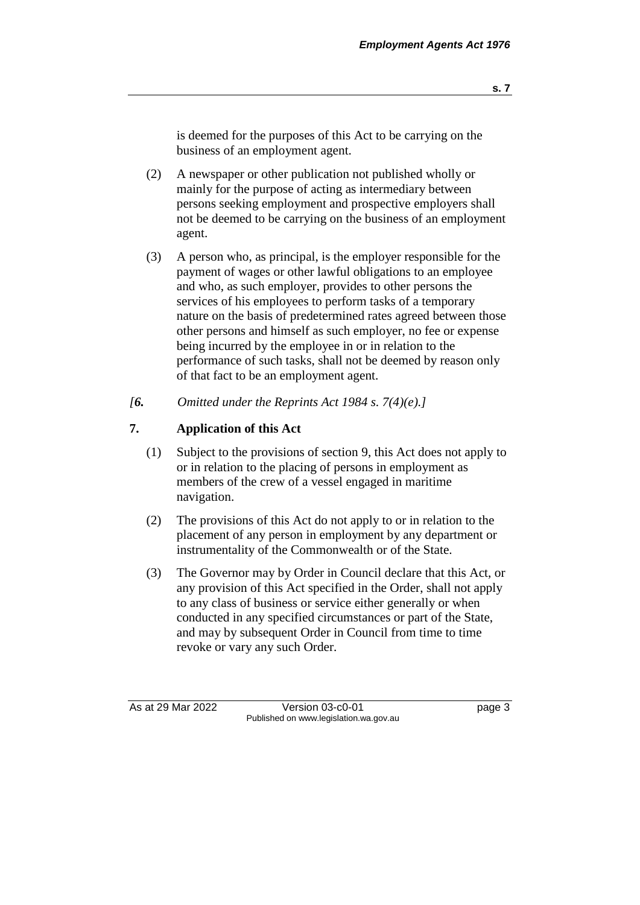is deemed for the purposes of this Act to be carrying on the business of an employment agent.

(2) A newspaper or other publication not published wholly or mainly for the purpose of acting as intermediary between persons seeking employment and prospective employers shall not be deemed to be carrying on the business of an employment agent.

(3) A person who, as principal, is the employer responsible for the payment of wages or other lawful obligations to an employee and who, as such employer, provides to other persons the services of his employees to perform tasks of a temporary nature on the basis of predetermined rates agreed between those other persons and himself as such employer, no fee or expense being incurred by the employee in or in relation to the performance of such tasks, shall not be deemed by reason only of that fact to be an employment agent.

*[**6.** Omitted under the Reprints Act 1984 s. 7(4)(e).]*

## 7. Application of this Act

(1) Subject to the provisions of section 9, this Act does not apply to or in relation to the placing of persons in employment as members of the crew of a vessel engaged in maritime navigation.

(2) The provisions of this Act do not apply to or in relation to the placement of any person in employment by any department or instrumentality of the Commonwealth or of the State.

(3) The Governor may by Order in Council declare that this Act, or any provision of this Act specified in the Order, shall not apply to any class of business or service either generally or when conducted in any specified circumstances or part of the State, and may by subsequent Order in Council from time to time revoke or vary any such Order.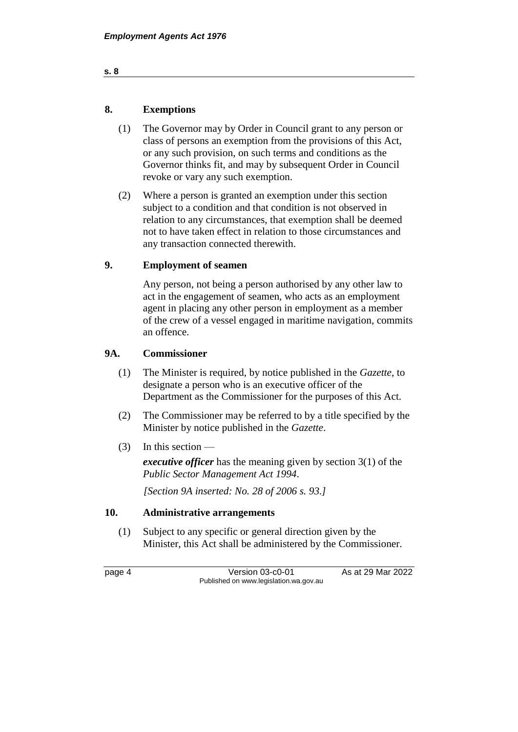## 8. Exemptions

(1) The Governor may by Order in Council grant to any person or class of persons an exemption from the provisions of this Act, or any such provision, on such terms and conditions as the Governor thinks fit, and may by subsequent Order in Council revoke or vary any such exemption.

(2) Where a person is granted an exemption under this section subject to a condition and that condition is not observed in relation to any circumstances, that exemption shall be deemed not to have taken effect in relation to those circumstances and any transaction connected therewith.

## 9. Employment of seamen

Any person, not being a person authorised by any other law to act in the engagement of seamen, who acts as an employment agent in placing any other person in employment as a member of the crew of a vessel engaged in maritime navigation, commits an offence.

## 9A. Commissioner

(1) The Minister is required, by notice published in the *Gazette*, to designate a person who is an executive officer of the Department as the Commissioner for the purposes of this Act.

(2) The Commissioner may be referred to by a title specified by the Minister by notice published in the *Gazette*.

(3) In this section —

***executive officer*** has the meaning given by section 3(1) of the *Public Sector Management Act 1994*.

*[Section 9A inserted: No. 28 of 2006 s. 93.]*

## 10. Administrative arrangements

(1) Subject to any specific or general direction given by the Minister, this Act shall be administered by the Commissioner.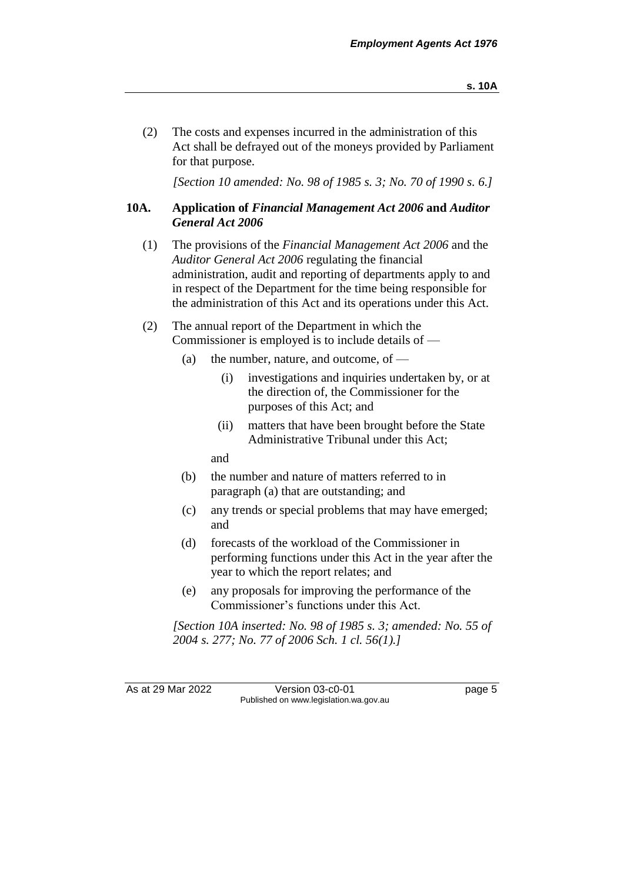(2) The costs and expenses incurred in the administration of this Act shall be defrayed out of the moneys provided by Parliament for that purpose.

*[Section 10 amended: No. 98 of 1985 s. 3; No. 70 of 1990 s. 6.]*

## 10A. Application of *Financial Management Act 2006* and *Auditor General Act 2006*

(1) The provisions of the *Financial Management Act 2006* and the *Auditor General Act 2006* regulating the financial administration, audit and reporting of departments apply to and in respect of the Department for the time being responsible for the administration of this Act and its operations under this Act.

(2) The annual report of the Department in which the Commissioner is employed is to include details of —

- (a) the number, nature, and outcome, of —
  - (i) investigations and inquiries undertaken by, or at the direction of, the Commissioner for the purposes of this Act; and
  - (ii) matters that have been brought before the State Administrative Tribunal under this Act;

  and
- (b) the number and nature of matters referred to in paragraph (a) that are outstanding; and
- (c) any trends or special problems that may have emerged; and
- (d) forecasts of the workload of the Commissioner in performing functions under this Act in the year after the year to which the report relates; and
- (e) any proposals for improving the performance of the Commissioner's functions under this Act.

*[Section 10A inserted: No. 98 of 1985 s. 3; amended: No. 55 of 2004 s. 277; No. 77 of 2006 Sch. 1 cl. 56(1).]*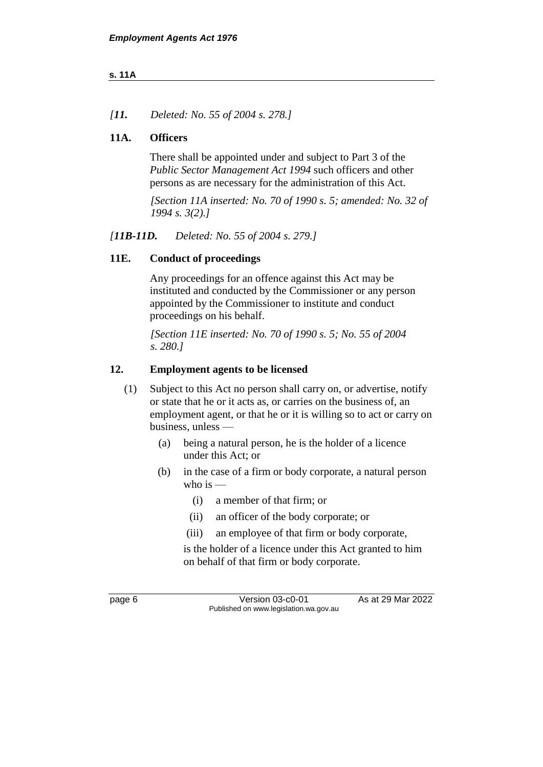*[11. Deleted: No. 55 of 2004 s. 278.]*

## 11A. Officers

There shall be appointed under and subject to Part 3 of the *Public Sector Management Act 1994* such officers and other persons as are necessary for the administration of this Act.

*[Section 11A inserted: No. 70 of 1990 s. 5; amended: No. 32 of 1994 s. 3(2).]*

*[11B-11D. Deleted: No. 55 of 2004 s. 279.]*

## 11E. Conduct of proceedings

Any proceedings for an offence against this Act may be instituted and conducted by the Commissioner or any person appointed by the Commissioner to institute and conduct proceedings on his behalf.

*[Section 11E inserted: No. 70 of 1990 s. 5; No. 55 of 2004 s. 280.]*

## 12. Employment agents to be licensed

(1) Subject to this Act no person shall carry on, or advertise, notify or state that he or it acts as, or carries on the business of, an employment agent, or that he or it is willing so to act or carry on business, unless —

- (a) being a natural person, he is the holder of a licence under this Act; or
- (b) in the case of a firm or body corporate, a natural person who is —
  - (i) a member of that firm; or
  - (ii) an officer of the body corporate; or
  - (iii) an employee of that firm or body corporate,

  is the holder of a licence under this Act granted to him on behalf of that firm or body corporate.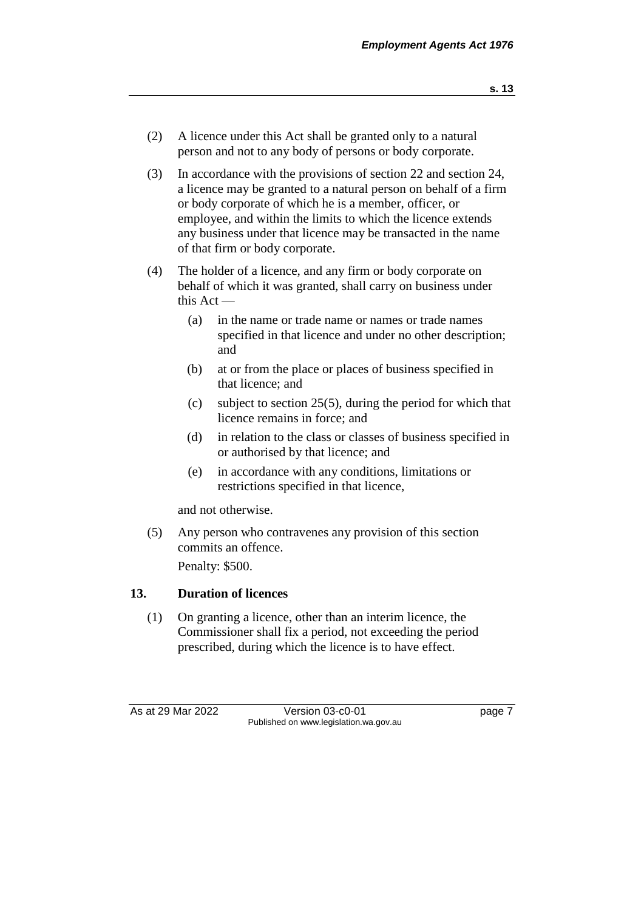(2) A licence under this Act shall be granted only to a natural person and not to any body of persons or body corporate.

(3) In accordance with the provisions of section 22 and section 24, a licence may be granted to a natural person on behalf of a firm or body corporate of which he is a member, officer, or employee, and within the limits to which the licence extends any business under that licence may be transacted in the name of that firm or body corporate.

(4) The holder of a licence, and any firm or body corporate on behalf of which it was granted, shall carry on business under this Act —

- (a) in the name or trade name or names or trade names specified in that licence and under no other description; and
- (b) at or from the place or places of business specified in that licence; and
- (c) subject to section 25(5), during the period for which that licence remains in force; and
- (d) in relation to the class or classes of business specified in or authorised by that licence; and
- (e) in accordance with any conditions, limitations or restrictions specified in that licence,

and not otherwise.

(5) Any person who contravenes any provision of this section commits an offence.

Penalty: $500.

## 13. Duration of licences

(1) On granting a licence, other than an interim licence, the Commissioner shall fix a period, not exceeding the period prescribed, during which the licence is to have effect.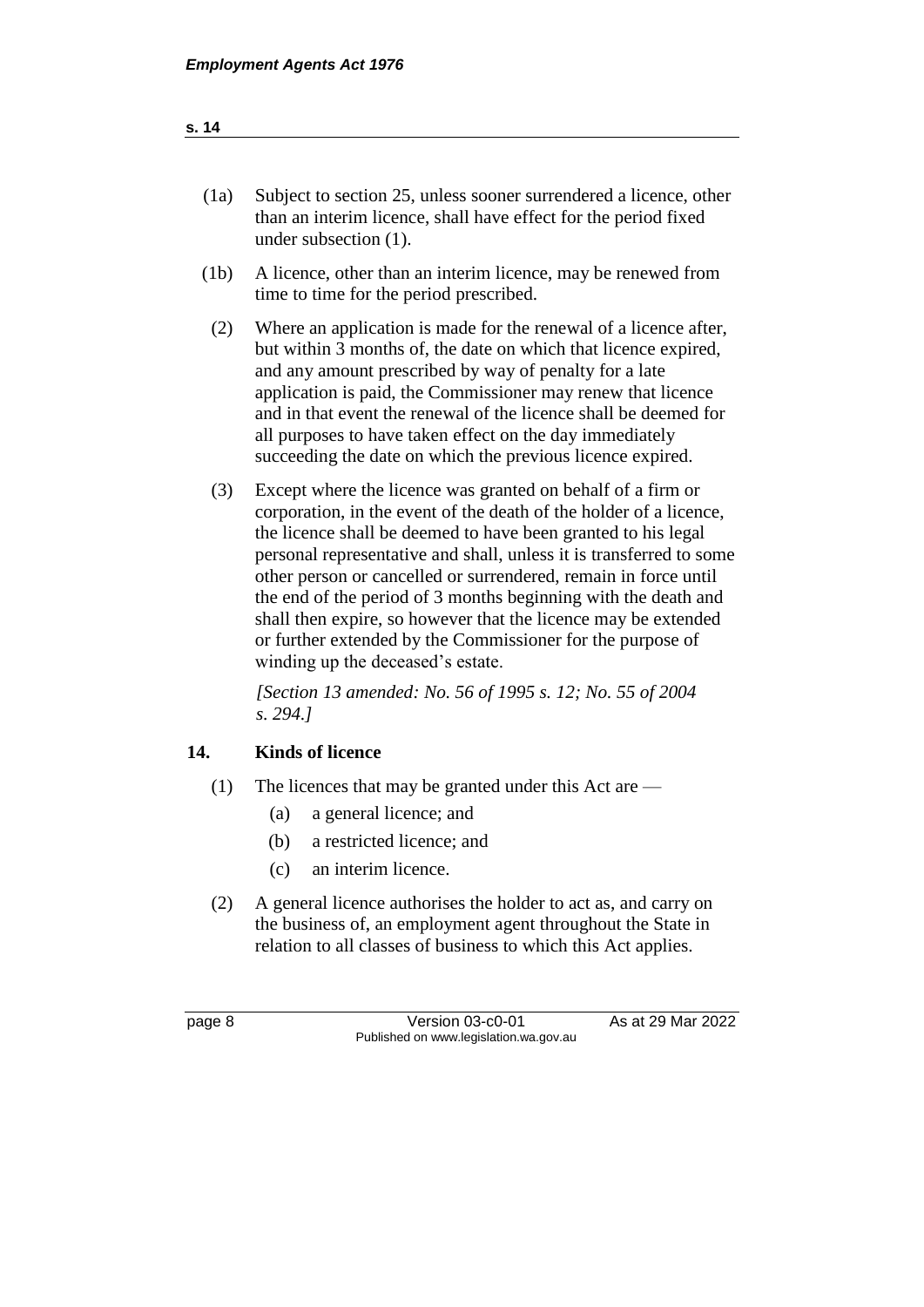(1a) Subject to section 25, unless sooner surrendered a licence, other than an interim licence, shall have effect for the period fixed under subsection (1).

(1b) A licence, other than an interim licence, may be renewed from time to time for the period prescribed.

(2) Where an application is made for the renewal of a licence after, but within 3 months of, the date on which that licence expired, and any amount prescribed by way of penalty for a late application is paid, the Commissioner may renew that licence and in that event the renewal of the licence shall be deemed for all purposes to have taken effect on the day immediately succeeding the date on which the previous licence expired.

(3) Except where the licence was granted on behalf of a firm or corporation, in the event of the death of the holder of a licence, the licence shall be deemed to have been granted to his legal personal representative and shall, unless it is transferred to some other person or cancelled or surrendered, remain in force until the end of the period of 3 months beginning with the death and shall then expire, so however that the licence may be extended or further extended by the Commissioner for the purpose of winding up the deceased's estate.

*[Section 13 amended: No. 56 of 1995 s. 12; No. 55 of 2004 s. 294.]*

## 14. Kinds of licence

(1) The licences that may be granted under this Act are —

- (a) a general licence; and
- (b) a restricted licence; and
- (c) an interim licence.

(2) A general licence authorises the holder to act as, and carry on the business of, an employment agent throughout the State in relation to all classes of business to which this Act applies.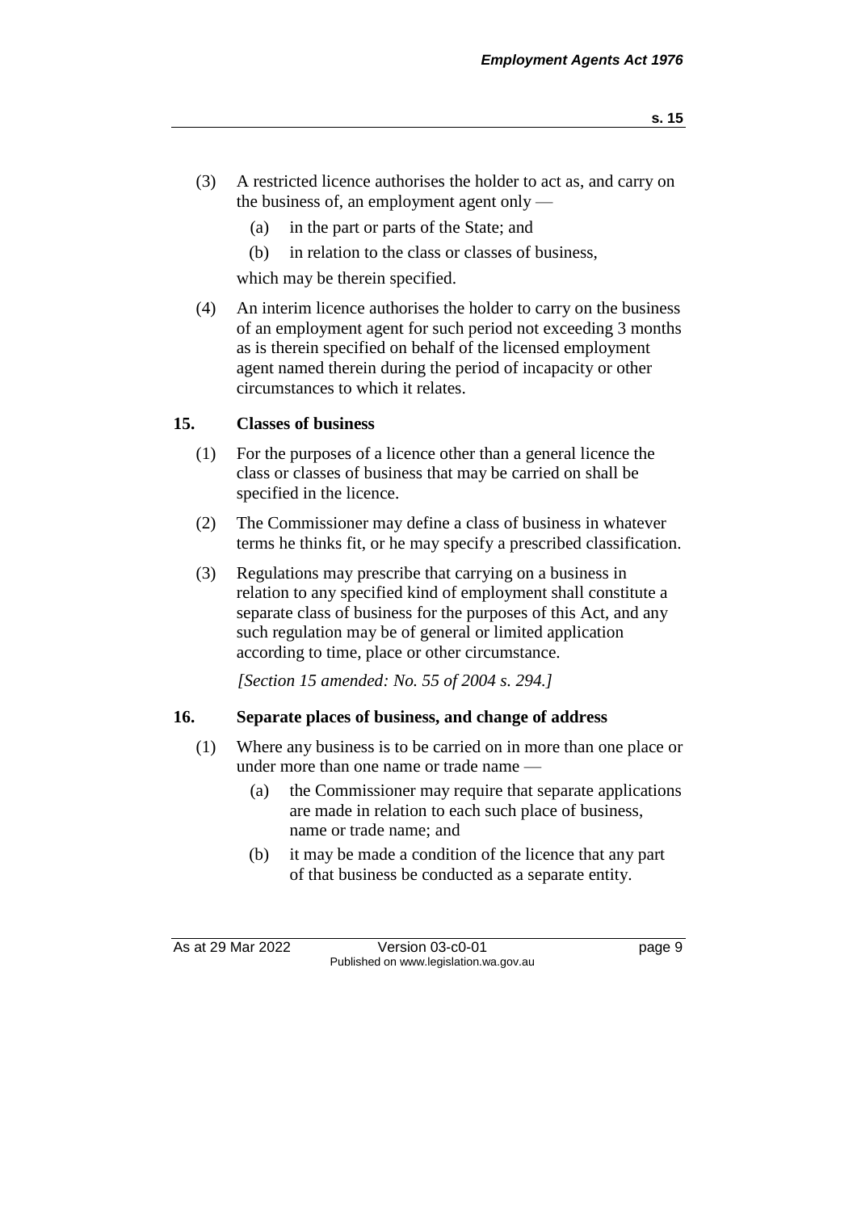(3) A restricted licence authorises the holder to act as, and carry on the business of, an employment agent only —

(a) in the part or parts of the State; and

(b) in relation to the class or classes of business,

which may be therein specified.

(4) An interim licence authorises the holder to carry on the business of an employment agent for such period not exceeding 3 months as is therein specified on behalf of the licensed employment agent named therein during the period of incapacity or other circumstances to which it relates.

### 15. Classes of business

(1) For the purposes of a licence other than a general licence the class or classes of business that may be carried on shall be specified in the licence.

(2) The Commissioner may define a class of business in whatever terms he thinks fit, or he may specify a prescribed classification.

(3) Regulations may prescribe that carrying on a business in relation to any specified kind of employment shall constitute a separate class of business for the purposes of this Act, and any such regulation may be of general or limited application according to time, place or other circumstance.

*[Section 15 amended: No. 55 of 2004 s. 294.]*

### 16. Separate places of business, and change of address

(1) Where any business is to be carried on in more than one place or under more than one name or trade name —

(a) the Commissioner may require that separate applications are made in relation to each such place of business, name or trade name; and

(b) it may be made a condition of the licence that any part of that business be conducted as a separate entity.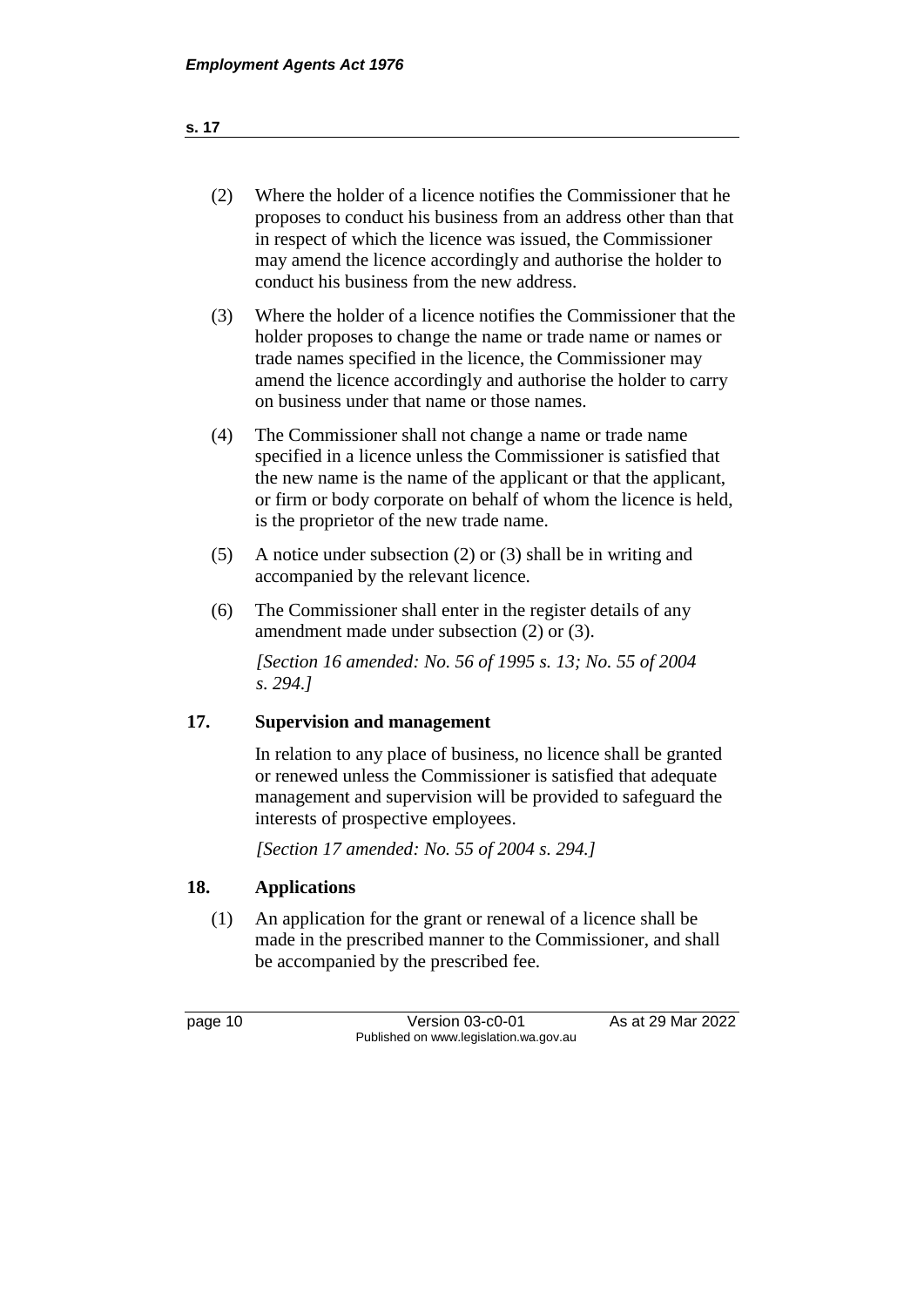(2) Where the holder of a licence notifies the Commissioner that he proposes to conduct his business from an address other than that in respect of which the licence was issued, the Commissioner may amend the licence accordingly and authorise the holder to conduct his business from the new address.

(3) Where the holder of a licence notifies the Commissioner that the holder proposes to change the name or trade name or names or trade names specified in the licence, the Commissioner may amend the licence accordingly and authorise the holder to carry on business under that name or those names.

(4) The Commissioner shall not change a name or trade name specified in a licence unless the Commissioner is satisfied that the new name is the name of the applicant or that the applicant, or firm or body corporate on behalf of whom the licence is held, is the proprietor of the new trade name.

(5) A notice under subsection (2) or (3) shall be in writing and accompanied by the relevant licence.

(6) The Commissioner shall enter in the register details of any amendment made under subsection (2) or (3).

*[Section 16 amended: No. 56 of 1995 s. 13; No. 55 of 2004 s. 294.]*

## 17. Supervision and management

In relation to any place of business, no licence shall be granted or renewed unless the Commissioner is satisfied that adequate management and supervision will be provided to safeguard the interests of prospective employees.

*[Section 17 amended: No. 55 of 2004 s. 294.]*

## 18. Applications

(1) An application for the grant or renewal of a licence shall be made in the prescribed manner to the Commissioner, and shall be accompanied by the prescribed fee.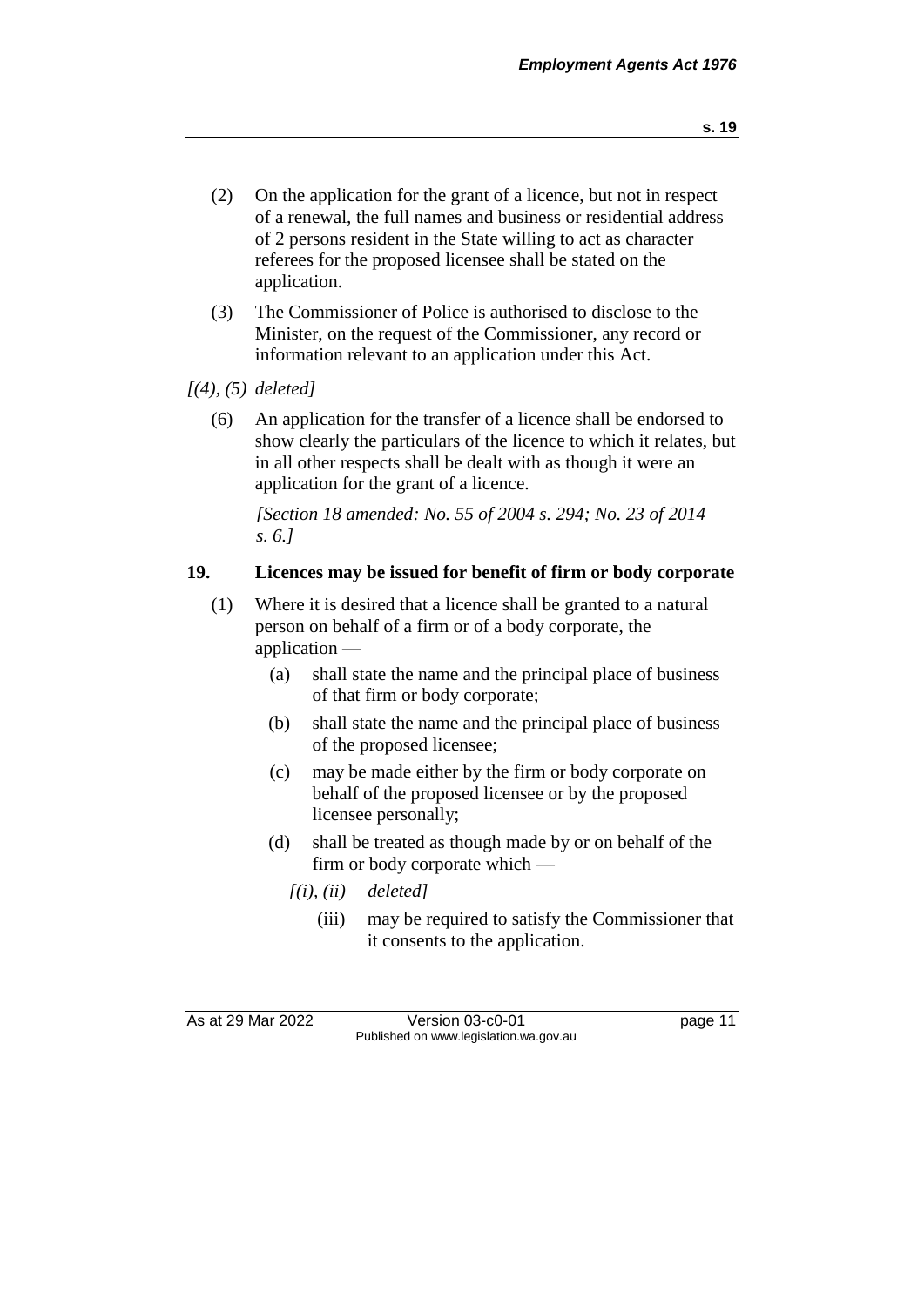(2) On the application for the grant of a licence, but not in respect of a renewal, the full names and business or residential address of 2 persons resident in the State willing to act as character referees for the proposed licensee shall be stated on the application.

(3) The Commissioner of Police is authorised to disclose to the Minister, on the request of the Commissioner, any record or information relevant to an application under this Act.

*[(4), (5) deleted]*

(6) An application for the transfer of a licence shall be endorsed to show clearly the particulars of the licence to which it relates, but in all other respects shall be dealt with as though it were an application for the grant of a licence.

*[Section 18 amended: No. 55 of 2004 s. 294; No. 23 of 2014 s. 6.]*

## 19. Licences may be issued for benefit of firm or body corporate

(1) Where it is desired that a licence shall be granted to a natural person on behalf of a firm or of a body corporate, the application —

- (a) shall state the name and the principal place of business of that firm or body corporate;
- (b) shall state the name and the principal place of business of the proposed licensee;
- (c) may be made either by the firm or body corporate on behalf of the proposed licensee or by the proposed licensee personally;
- (d) shall be treated as though made by or on behalf of the firm or body corporate which —

  *[(i), (ii) deleted]*

  (iii) may be required to satisfy the Commissioner that it consents to the application.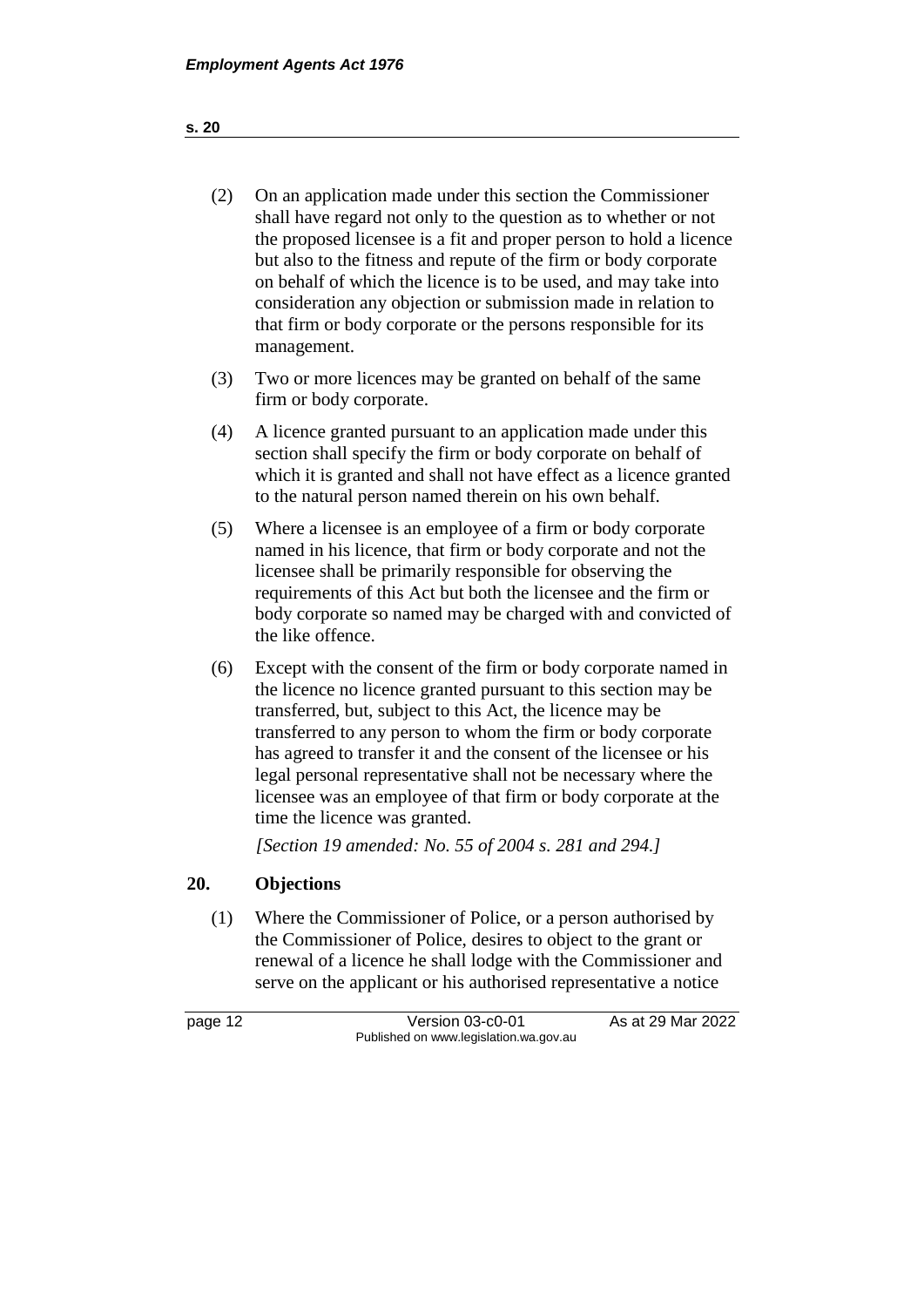(2) On an application made under this section the Commissioner shall have regard not only to the question as to whether or not the proposed licensee is a fit and proper person to hold a licence but also to the fitness and repute of the firm or body corporate on behalf of which the licence is to be used, and may take into consideration any objection or submission made in relation to that firm or body corporate or the persons responsible for its management.

(3) Two or more licences may be granted on behalf of the same firm or body corporate.

(4) A licence granted pursuant to an application made under this section shall specify the firm or body corporate on behalf of which it is granted and shall not have effect as a licence granted to the natural person named therein on his own behalf.

(5) Where a licensee is an employee of a firm or body corporate named in his licence, that firm or body corporate and not the licensee shall be primarily responsible for observing the requirements of this Act but both the licensee and the firm or body corporate so named may be charged with and convicted of the like offence.

(6) Except with the consent of the firm or body corporate named in the licence no licence granted pursuant to this section may be transferred, but, subject to this Act, the licence may be transferred to any person to whom the firm or body corporate has agreed to transfer it and the consent of the licensee or his legal personal representative shall not be necessary where the licensee was an employee of that firm or body corporate at the time the licence was granted.

*[Section 19 amended: No. 55 of 2004 s. 281 and 294.]*

## 20. Objections

(1) Where the Commissioner of Police, or a person authorised by the Commissioner of Police, desires to object to the grant or renewal of a licence he shall lodge with the Commissioner and serve on the applicant or his authorised representative a notice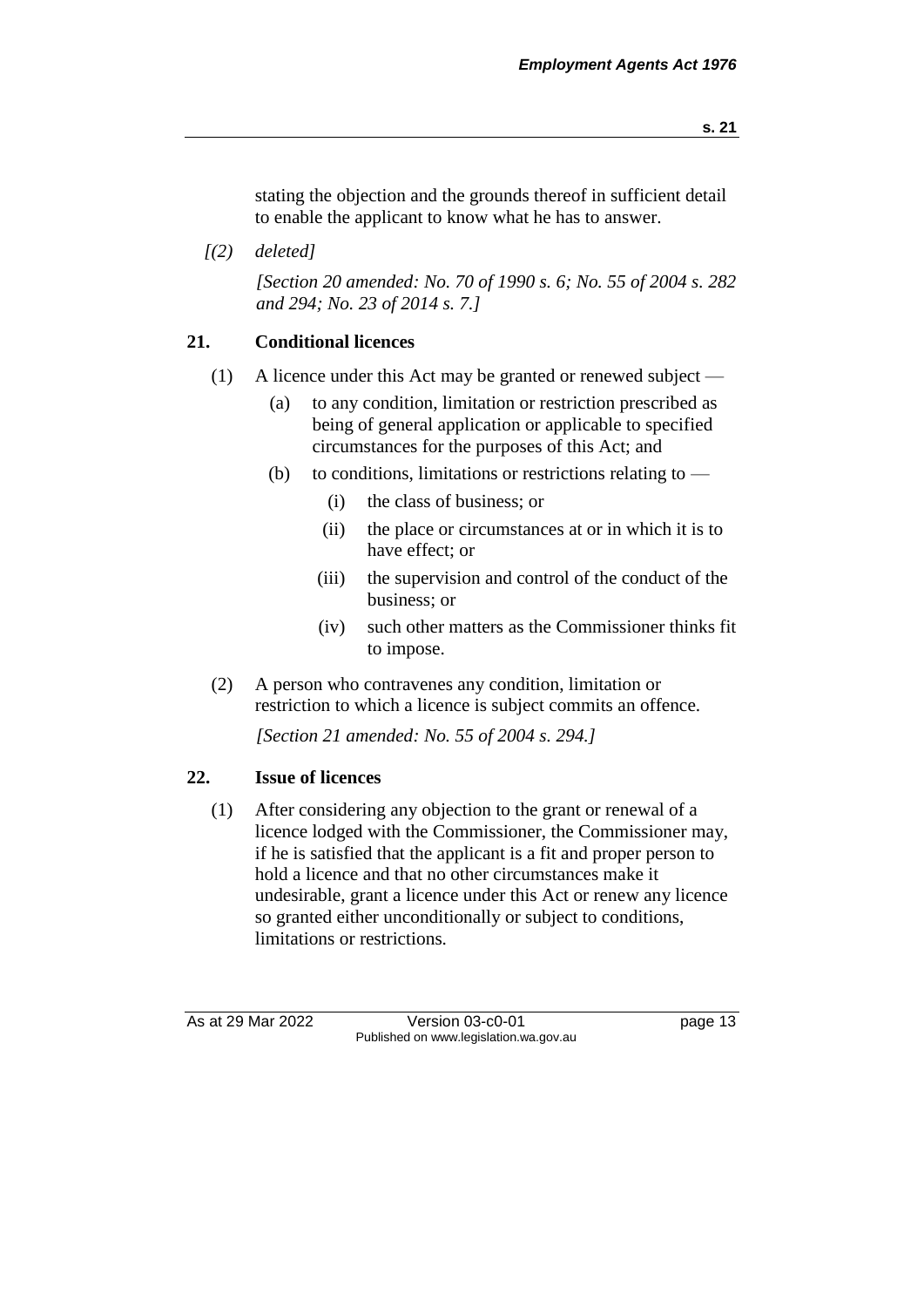stating the objection and the grounds thereof in sufficient detail to enable the applicant to know what he has to answer.

*[(2) deleted]*

*[Section 20 amended: No. 70 of 1990 s. 6; No. 55 of 2004 s. 282 and 294; No. 23 of 2014 s. 7.]*

### 21. Conditional licences

(1) A licence under this Act may be granted or renewed subject —

- (a) to any condition, limitation or restriction prescribed as being of general application or applicable to specified circumstances for the purposes of this Act; and
- (b) to conditions, limitations or restrictions relating to —
  - (i) the class of business; or
  - (ii) the place or circumstances at or in which it is to have effect; or
  - (iii) the supervision and control of the conduct of the business; or
  - (iv) such other matters as the Commissioner thinks fit to impose.

(2) A person who contravenes any condition, limitation or restriction to which a licence is subject commits an offence.

*[Section 21 amended: No. 55 of 2004 s. 294.]*

### 22. Issue of licences

(1) After considering any objection to the grant or renewal of a licence lodged with the Commissioner, the Commissioner may, if he is satisfied that the applicant is a fit and proper person to hold a licence and that no other circumstances make it undesirable, grant a licence under this Act or renew any licence so granted either unconditionally or subject to conditions, limitations or restrictions.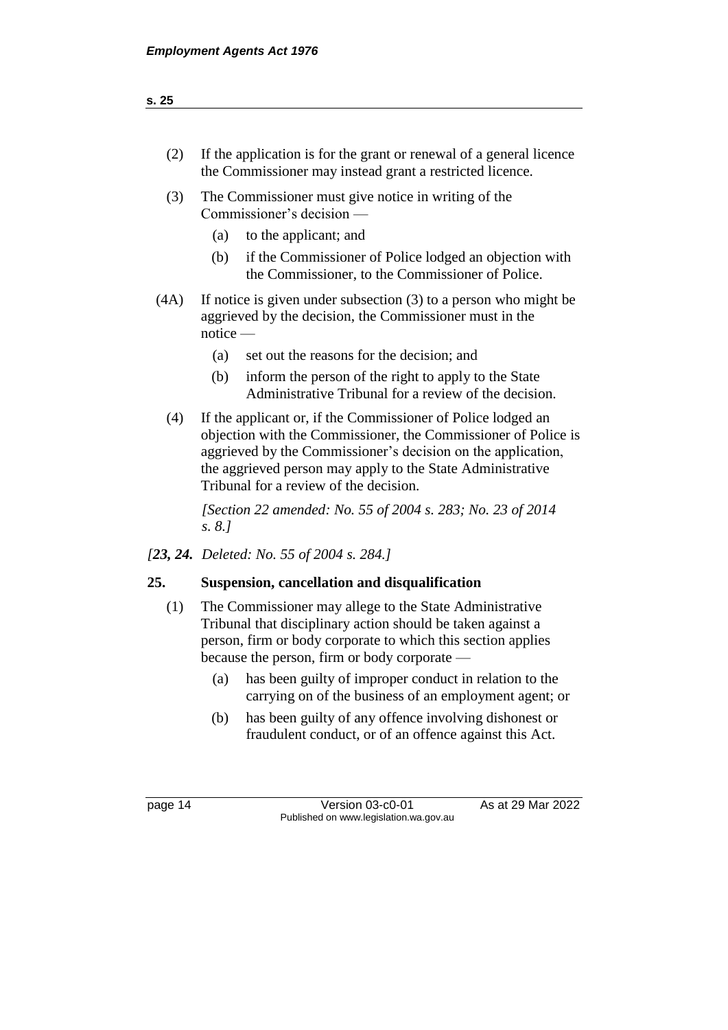(2) If the application is for the grant or renewal of a general licence the Commissioner may instead grant a restricted licence.

(3) The Commissioner must give notice in writing of the Commissioner's decision —

(a) to the applicant; and

(b) if the Commissioner of Police lodged an objection with the Commissioner, to the Commissioner of Police.

(4A) If notice is given under subsection (3) to a person who might be aggrieved by the decision, the Commissioner must in the notice —

(a) set out the reasons for the decision; and

(b) inform the person of the right to apply to the State Administrative Tribunal for a review of the decision.

(4) If the applicant or, if the Commissioner of Police lodged an objection with the Commissioner, the Commissioner of Police is aggrieved by the Commissioner's decision on the application, the aggrieved person may apply to the State Administrative Tribunal for a review of the decision.

*[Section 22 amended: No. 55 of 2004 s. 283; No. 23 of 2014 s. 8.]*

*[**23, 24.** Deleted: No. 55 of 2004 s. 284.]*

**25. Suspension, cancellation and disqualification**

(1) The Commissioner may allege to the State Administrative Tribunal that disciplinary action should be taken against a person, firm or body corporate to which this section applies because the person, firm or body corporate —

(a) has been guilty of improper conduct in relation to the carrying on of the business of an employment agent; or

(b) has been guilty of any offence involving dishonest or fraudulent conduct, or of an offence against this Act.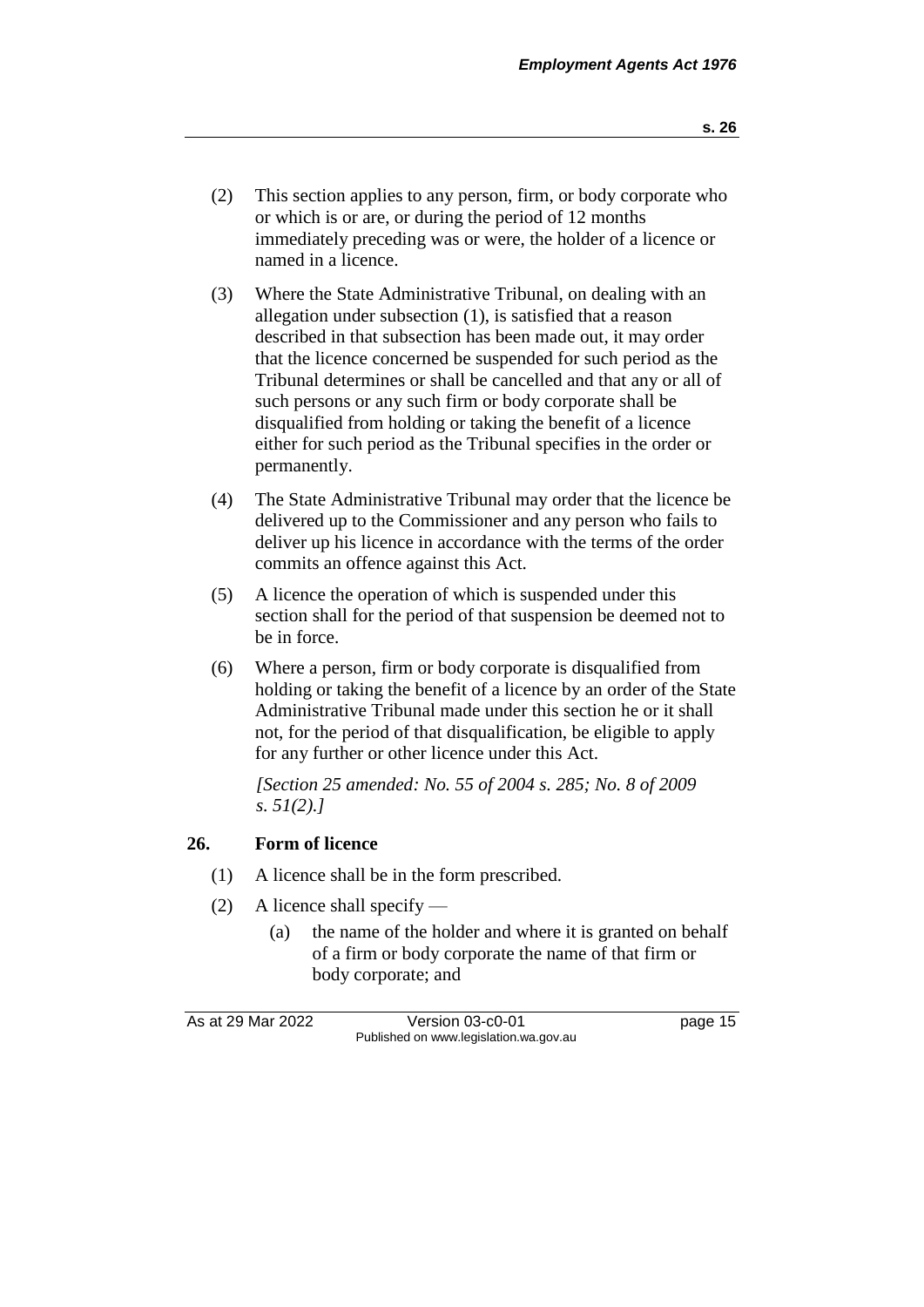(2) This section applies to any person, firm, or body corporate who or which is or are, or during the period of 12 months immediately preceding was or were, the holder of a licence or named in a licence.

(3) Where the State Administrative Tribunal, on dealing with an allegation under subsection (1), is satisfied that a reason described in that subsection has been made out, it may order that the licence concerned be suspended for such period as the Tribunal determines or shall be cancelled and that any or all of such persons or any such firm or body corporate shall be disqualified from holding or taking the benefit of a licence either for such period as the Tribunal specifies in the order or permanently.

(4) The State Administrative Tribunal may order that the licence be delivered up to the Commissioner and any person who fails to deliver up his licence in accordance with the terms of the order commits an offence against this Act.

(5) A licence the operation of which is suspended under this section shall for the period of that suspension be deemed not to be in force.

(6) Where a person, firm or body corporate is disqualified from holding or taking the benefit of a licence by an order of the State Administrative Tribunal made under this section he or it shall not, for the period of that disqualification, be eligible to apply for any further or other licence under this Act.

*[Section 25 amended: No. 55 of 2004 s. 285; No. 8 of 2009 s. 51(2).]*

## 26. Form of licence

(1) A licence shall be in the form prescribed.

(2) A licence shall specify —

(a) the name of the holder and where it is granted on behalf of a firm or body corporate the name of that firm or body corporate; and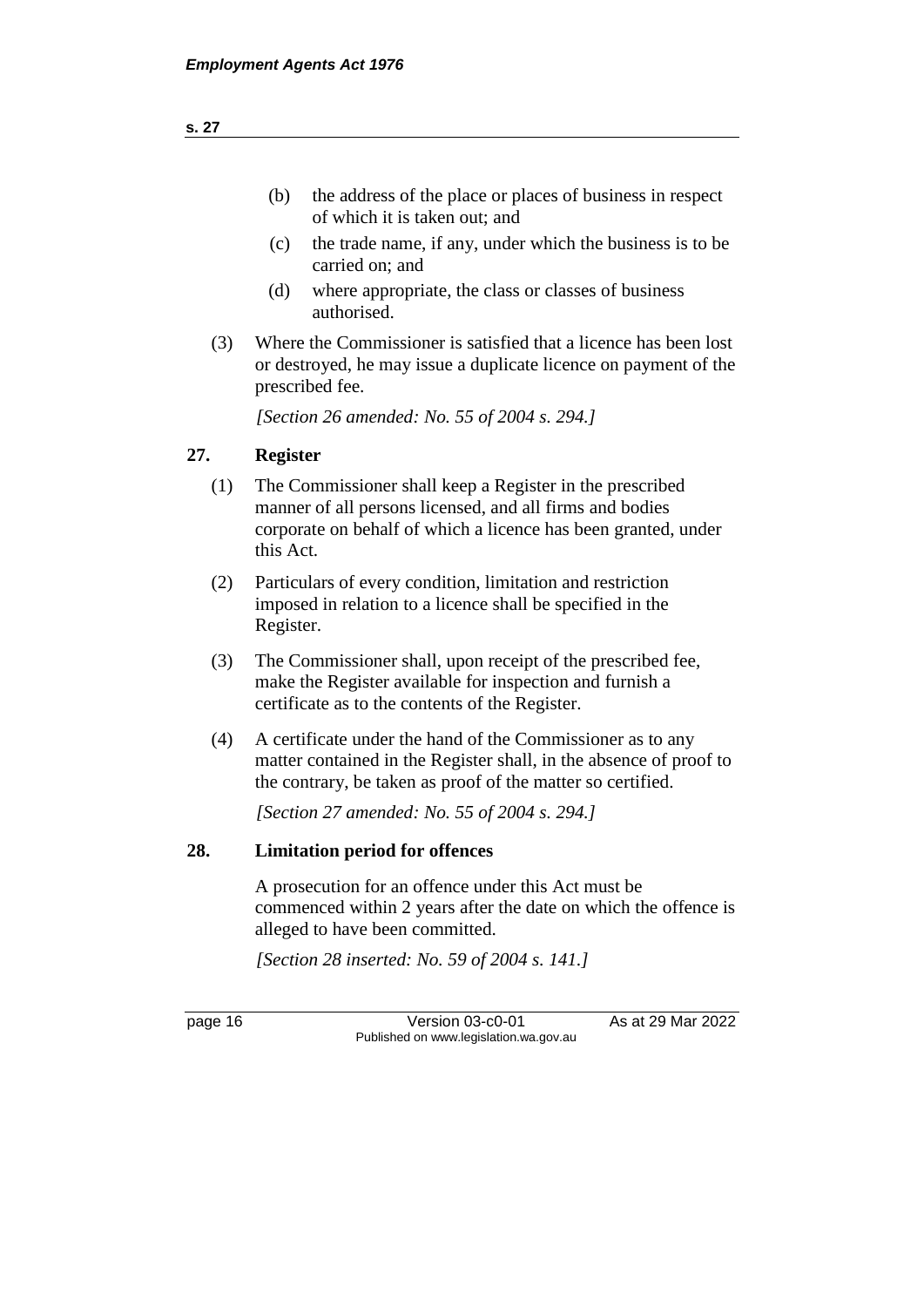(b) the address of the place or places of business in respect of which it is taken out; and

(c) the trade name, if any, under which the business is to be carried on; and

(d) where appropriate, the class or classes of business authorised.

(3) Where the Commissioner is satisfied that a licence has been lost or destroyed, he may issue a duplicate licence on payment of the prescribed fee.

*[Section 26 amended: No. 55 of 2004 s. 294.]*

### 27. Register

(1) The Commissioner shall keep a Register in the prescribed manner of all persons licensed, and all firms and bodies corporate on behalf of which a licence has been granted, under this Act.

(2) Particulars of every condition, limitation and restriction imposed in relation to a licence shall be specified in the Register.

(3) The Commissioner shall, upon receipt of the prescribed fee, make the Register available for inspection and furnish a certificate as to the contents of the Register.

(4) A certificate under the hand of the Commissioner as to any matter contained in the Register shall, in the absence of proof to the contrary, be taken as proof of the matter so certified.

*[Section 27 amended: No. 55 of 2004 s. 294.]*

### 28. Limitation period for offences

A prosecution for an offence under this Act must be commenced within 2 years after the date on which the offence is alleged to have been committed.

*[Section 28 inserted: No. 59 of 2004 s. 141.]*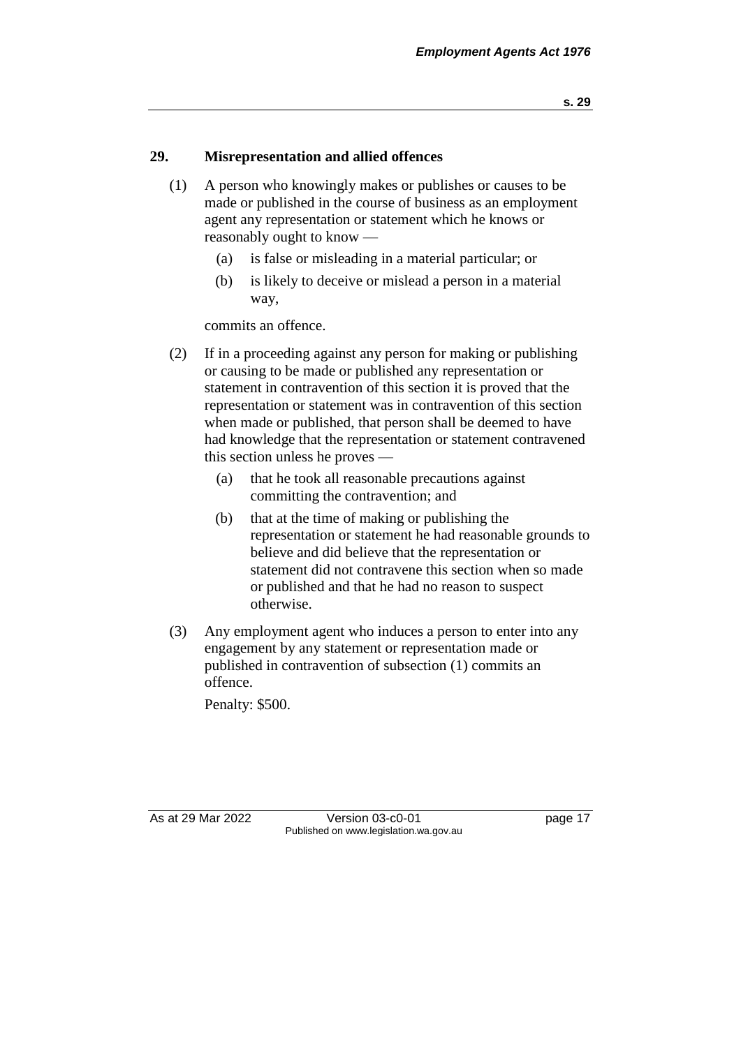## 29. Misrepresentation and allied offences

(1) A person who knowingly makes or publishes or causes to be made or published in the course of business as an employment agent any representation or statement which he knows or reasonably ought to know —

- (a) is false or misleading in a material particular; or
- (b) is likely to deceive or mislead a person in a material way,

commits an offence.

(2) If in a proceeding against any person for making or publishing or causing to be made or published any representation or statement in contravention of this section it is proved that the representation or statement was in contravention of this section when made or published, that person shall be deemed to have had knowledge that the representation or statement contravened this section unless he proves —

- (a) that he took all reasonable precautions against committing the contravention; and
- (b) that at the time of making or publishing the representation or statement he had reasonable grounds to believe and did believe that the representation or statement did not contravene this section when so made or published and that he had no reason to suspect otherwise.

(3) Any employment agent who induces a person to enter into any engagement by any statement or representation made or published in contravention of subsection (1) commits an offence.

Penalty: $500.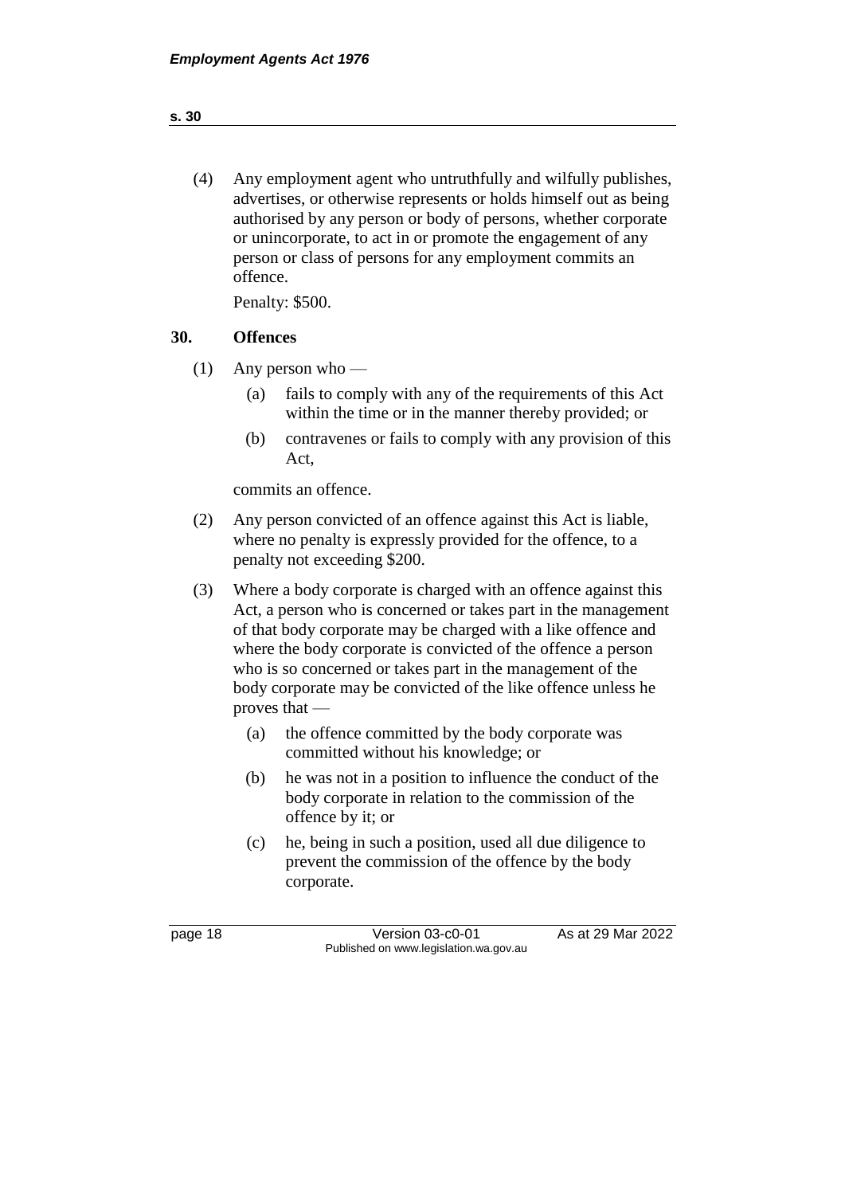(4) Any employment agent who untruthfully and wilfully publishes, advertises, or otherwise represents or holds himself out as being authorised by any person or body of persons, whether corporate or unincorporate, to act in or promote the engagement of any person or class of persons for any employment commits an offence.

Penalty: $500.

## 30. Offences

(1) Any person who —

   (a) fails to comply with any of the requirements of this Act within the time or in the manner thereby provided; or

   (b) contravenes or fails to comply with any provision of this Act,

commits an offence.

(2) Any person convicted of an offence against this Act is liable, where no penalty is expressly provided for the offence, to a penalty not exceeding $200.

(3) Where a body corporate is charged with an offence against this Act, a person who is concerned or takes part in the management of that body corporate may be charged with a like offence and where the body corporate is convicted of the offence a person who is so concerned or takes part in the management of the body corporate may be convicted of the like offence unless he proves that —

   (a) the offence committed by the body corporate was committed without his knowledge; or

   (b) he was not in a position to influence the conduct of the body corporate in relation to the commission of the offence by it; or

   (c) he, being in such a position, used all due diligence to prevent the commission of the offence by the body corporate.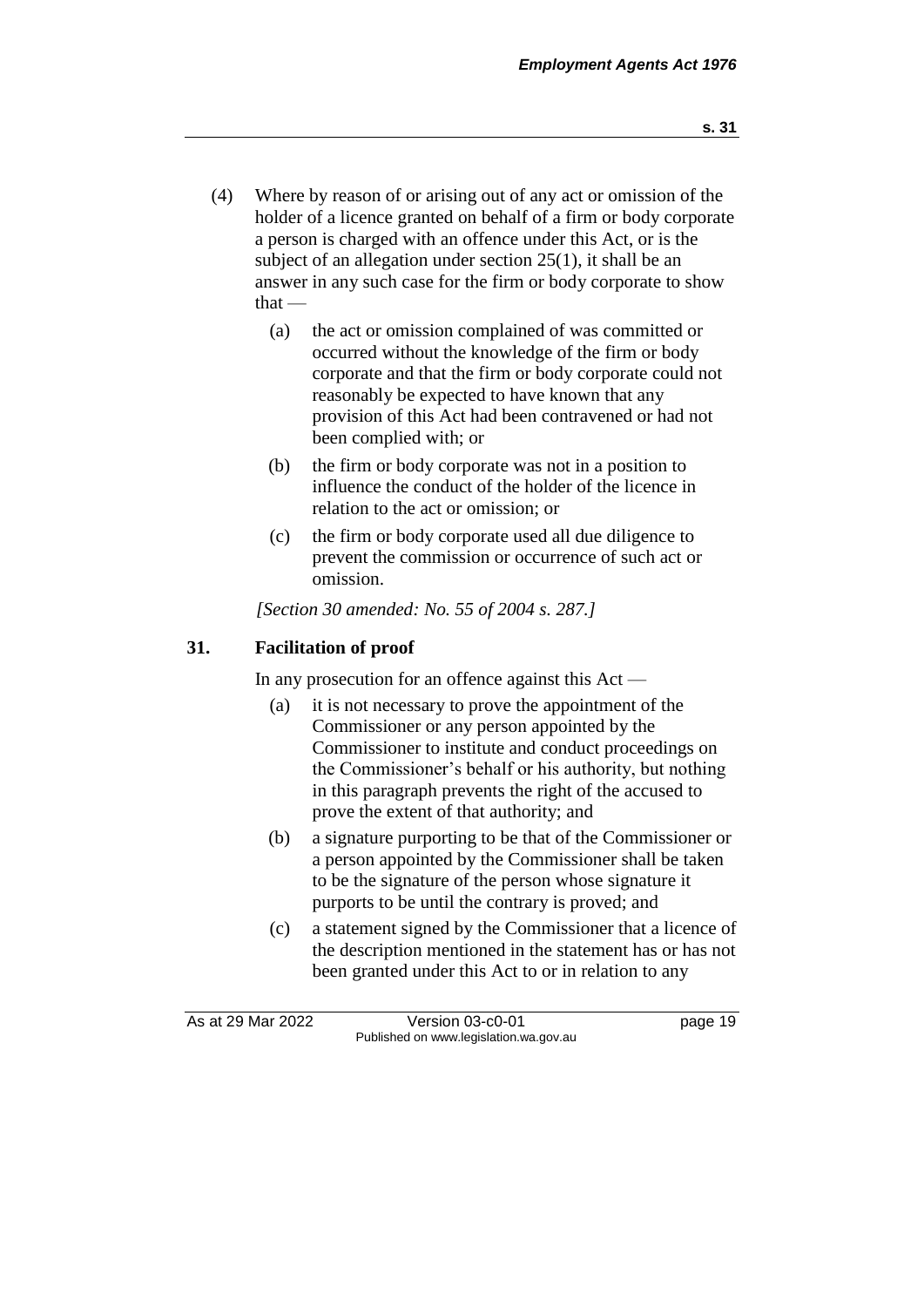(4) Where by reason of or arising out of any act or omission of the holder of a licence granted on behalf of a firm or body corporate a person is charged with an offence under this Act, or is the subject of an allegation under section 25(1), it shall be an answer in any such case for the firm or body corporate to show that —

  (a) the act or omission complained of was committed or occurred without the knowledge of the firm or body corporate and that the firm or body corporate could not reasonably be expected to have known that any provision of this Act had been contravened or had not been complied with; or

  (b) the firm or body corporate was not in a position to influence the conduct of the holder of the licence in relation to the act or omission; or

  (c) the firm or body corporate used all due diligence to prevent the commission or occurrence of such act or omission.

*[Section 30 amended: No. 55 of 2004 s. 287.]*

## 31. Facilitation of proof

In any prosecution for an offence against this Act —

  (a) it is not necessary to prove the appointment of the Commissioner or any person appointed by the Commissioner to institute and conduct proceedings on the Commissioner's behalf or his authority, but nothing in this paragraph prevents the right of the accused to prove the extent of that authority; and

  (b) a signature purporting to be that of the Commissioner or a person appointed by the Commissioner shall be taken to be the signature of the person whose signature it purports to be until the contrary is proved; and

  (c) a statement signed by the Commissioner that a licence of the description mentioned in the statement has or has not been granted under this Act to or in relation to any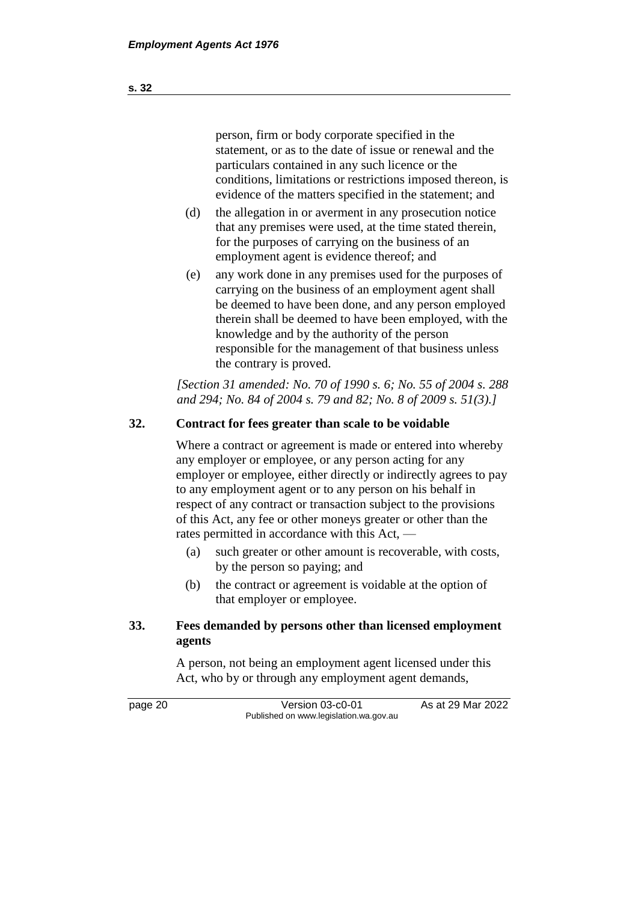person, firm or body corporate specified in the statement, or as to the date of issue or renewal and the particulars contained in any such licence or the conditions, limitations or restrictions imposed thereon, is evidence of the matters specified in the statement; and

(d) the allegation in or averment in any prosecution notice that any premises were used, at the time stated therein, for the purposes of carrying on the business of an employment agent is evidence thereof; and

(e) any work done in any premises used for the purposes of carrying on the business of an employment agent shall be deemed to have been done, and any person employed therein shall be deemed to have been employed, with the knowledge and by the authority of the person responsible for the management of that business unless the contrary is proved.

*[Section 31 amended: No. 70 of 1990 s. 6; No. 55 of 2004 s. 288 and 294; No. 84 of 2004 s. 79 and 82; No. 8 of 2009 s. 51(3).]*

### 32. Contract for fees greater than scale to be voidable

Where a contract or agreement is made or entered into whereby any employer or employee, or any person acting for any employer or employee, either directly or indirectly agrees to pay to any employment agent or to any person on his behalf in respect of any contract or transaction subject to the provisions of this Act, any fee or other moneys greater or other than the rates permitted in accordance with this Act, —

(a) such greater or other amount is recoverable, with costs, by the person so paying; and

(b) the contract or agreement is voidable at the option of that employer or employee.

### 33. Fees demanded by persons other than licensed employment agents

A person, not being an employment agent licensed under this Act, who by or through any employment agent demands,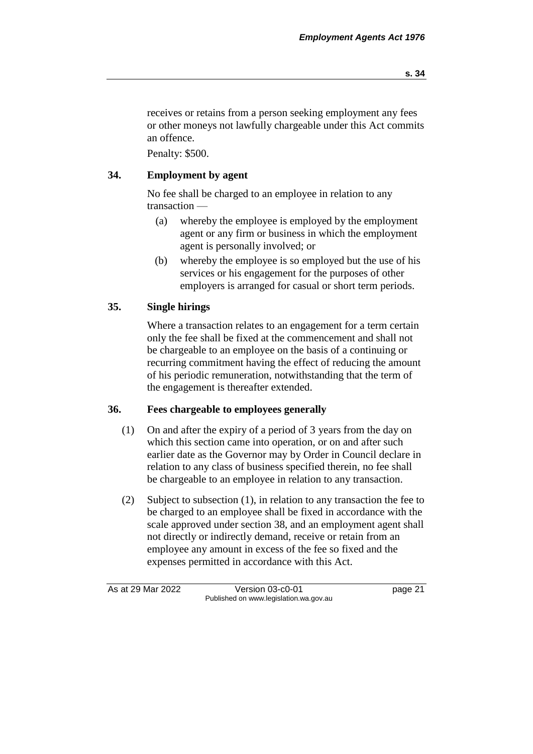receives or retains from a person seeking employment any fees or other moneys not lawfully chargeable under this Act commits an offence.

Penalty: $500.

## 34. Employment by agent

No fee shall be charged to an employee in relation to any transaction —

(a) whereby the employee is employed by the employment agent or any firm or business in which the employment agent is personally involved; or

(b) whereby the employee is so employed but the use of his services or his engagement for the purposes of other employers is arranged for casual or short term periods.

## 35. Single hirings

Where a transaction relates to an engagement for a term certain only the fee shall be fixed at the commencement and shall not be chargeable to an employee on the basis of a continuing or recurring commitment having the effect of reducing the amount of his periodic remuneration, notwithstanding that the term of the engagement is thereafter extended.

## 36. Fees chargeable to employees generally

(1) On and after the expiry of a period of 3 years from the day on which this section came into operation, or on and after such earlier date as the Governor may by Order in Council declare in relation to any class of business specified therein, no fee shall be chargeable to an employee in relation to any transaction.

(2) Subject to subsection (1), in relation to any transaction the fee to be charged to an employee shall be fixed in accordance with the scale approved under section 38, and an employment agent shall not directly or indirectly demand, receive or retain from an employee any amount in excess of the fee so fixed and the expenses permitted in accordance with this Act.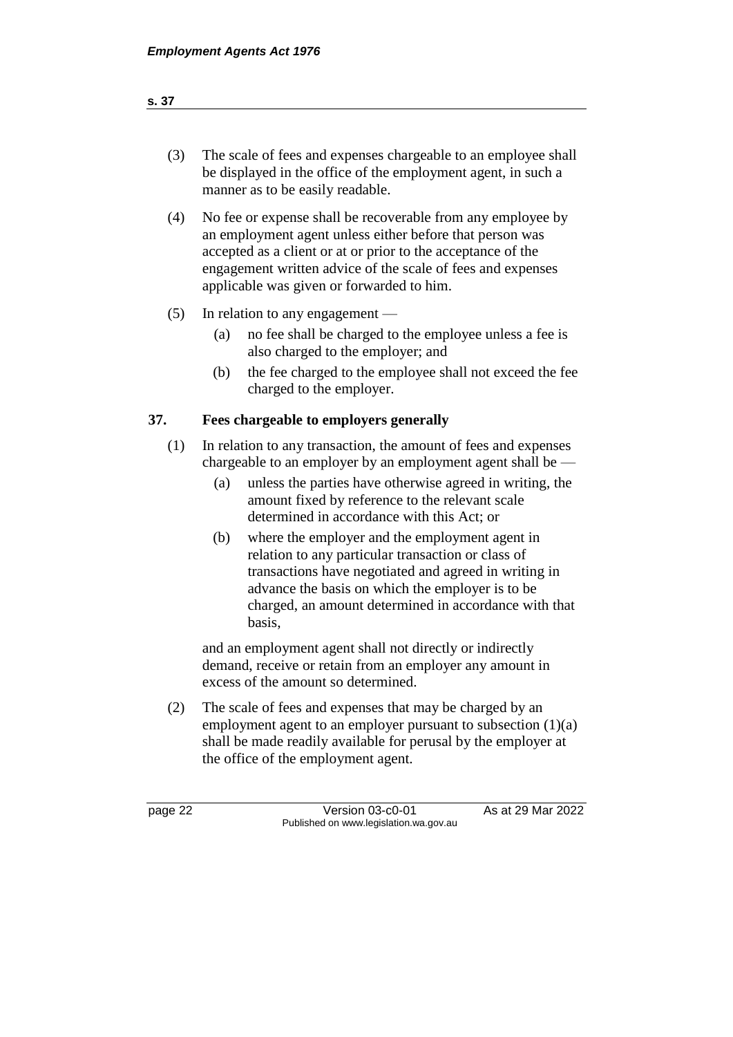(3) The scale of fees and expenses chargeable to an employee shall be displayed in the office of the employment agent, in such a manner as to be easily readable.

(4) No fee or expense shall be recoverable from any employee by an employment agent unless either before that person was accepted as a client or at or prior to the acceptance of the engagement written advice of the scale of fees and expenses applicable was given or forwarded to him.

(5) In relation to any engagement —

(a) no fee shall be charged to the employee unless a fee is also charged to the employer; and

(b) the fee charged to the employee shall not exceed the fee charged to the employer.

### 37. Fees chargeable to employers generally

(1) In relation to any transaction, the amount of fees and expenses chargeable to an employer by an employment agent shall be —

(a) unless the parties have otherwise agreed in writing, the amount fixed by reference to the relevant scale determined in accordance with this Act; or

(b) where the employer and the employment agent in relation to any particular transaction or class of transactions have negotiated and agreed in writing in advance the basis on which the employer is to be charged, an amount determined in accordance with that basis,

and an employment agent shall not directly or indirectly demand, receive or retain from an employer any amount in excess of the amount so determined.

(2) The scale of fees and expenses that may be charged by an employment agent to an employer pursuant to subsection (1)(a) shall be made readily available for perusal by the employer at the office of the employment agent.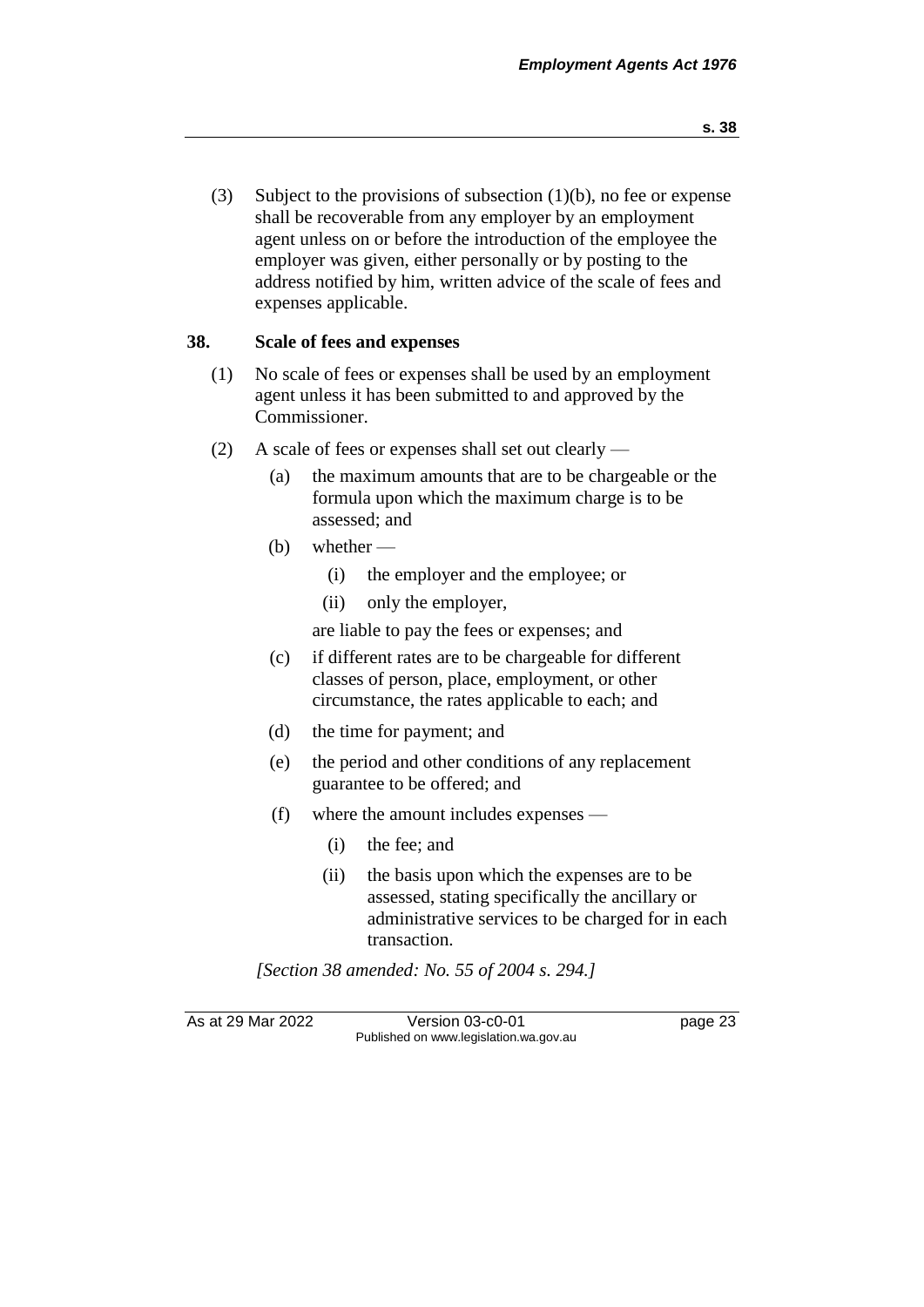(3) Subject to the provisions of subsection (1)(b), no fee or expense shall be recoverable from any employer by an employment agent unless on or before the introduction of the employee the employer was given, either personally or by posting to the address notified by him, written advice of the scale of fees and expenses applicable.

### 38. Scale of fees and expenses

(1) No scale of fees or expenses shall be used by an employment agent unless it has been submitted to and approved by the Commissioner.

(2) A scale of fees or expenses shall set out clearly —

- (a) the maximum amounts that are to be chargeable or the formula upon which the maximum charge is to be assessed; and
- (b) whether —
  - (i) the employer and the employee; or
  - (ii) only the employer,

  are liable to pay the fees or expenses; and
- (c) if different rates are to be chargeable for different classes of person, place, employment, or other circumstance, the rates applicable to each; and
- (d) the time for payment; and
- (e) the period and other conditions of any replacement guarantee to be offered; and
- (f) where the amount includes expenses —
  - (i) the fee; and
  - (ii) the basis upon which the expenses are to be assessed, stating specifically the ancillary or administrative services to be charged for in each transaction.

*[Section 38 amended: No. 55 of 2004 s. 294.]*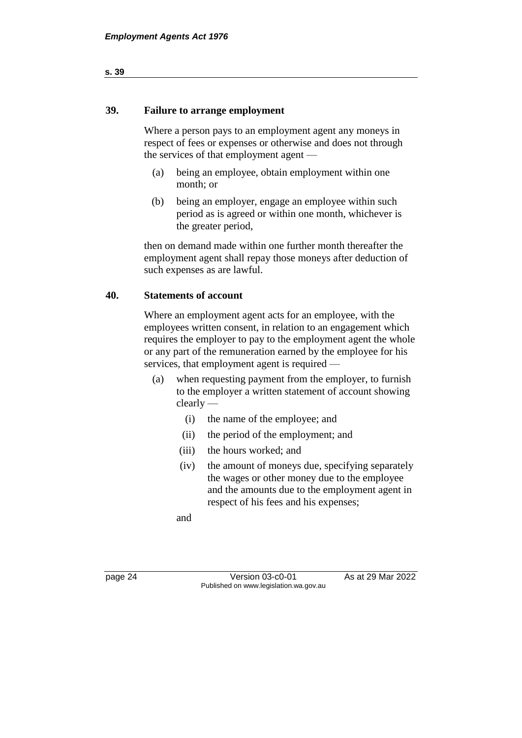### 39. Failure to arrange employment

Where a person pays to an employment agent any moneys in respect of fees or expenses or otherwise and does not through the services of that employment agent —

(a) being an employee, obtain employment within one month; or

(b) being an employer, engage an employee within such period as is agreed or within one month, whichever is the greater period,

then on demand made within one further month thereafter the employment agent shall repay those moneys after deduction of such expenses as are lawful.

### 40. Statements of account

Where an employment agent acts for an employee, with the employees written consent, in relation to an engagement which requires the employer to pay to the employment agent the whole or any part of the remuneration earned by the employee for his services, that employment agent is required —

(a) when requesting payment from the employer, to furnish to the employer a written statement of account showing clearly —

  (i) the name of the employee; and

  (ii) the period of the employment; and

  (iii) the hours worked; and

  (iv) the amount of moneys due, specifying separately the wages or other money due to the employee and the amounts due to the employment agent in respect of his fees and his expenses;

and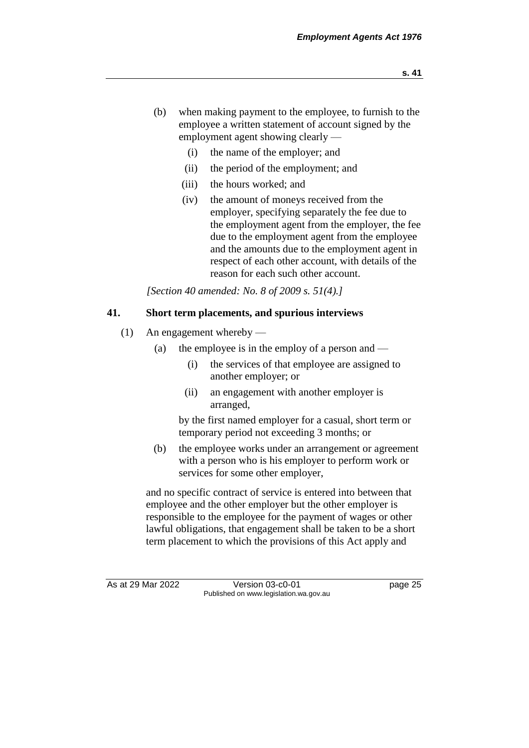(b) when making payment to the employee, to furnish to the employee a written statement of account signed by the employment agent showing clearly —

  (i) the name of the employer; and

  (ii) the period of the employment; and

  (iii) the hours worked; and

  (iv) the amount of moneys received from the employer, specifying separately the fee due to the employment agent from the employer, the fee due to the employment agent from the employee and the amounts due to the employment agent in respect of each other account, with details of the reason for each such other account.

*[Section 40 amended: No. 8 of 2009 s. 51(4).]*

## 41. Short term placements, and spurious interviews

(1) An engagement whereby —

  (a) the employee is in the employ of a person and —

    (i) the services of that employee are assigned to another employer; or

    (ii) an engagement with another employer is arranged,

  by the first named employer for a casual, short term or temporary period not exceeding 3 months; or

  (b) the employee works under an arrangement or agreement with a person who is his employer to perform work or services for some other employer,

and no specific contract of service is entered into between that employee and the other employer but the other employer is responsible to the employee for the payment of wages or other lawful obligations, that engagement shall be taken to be a short term placement to which the provisions of this Act apply and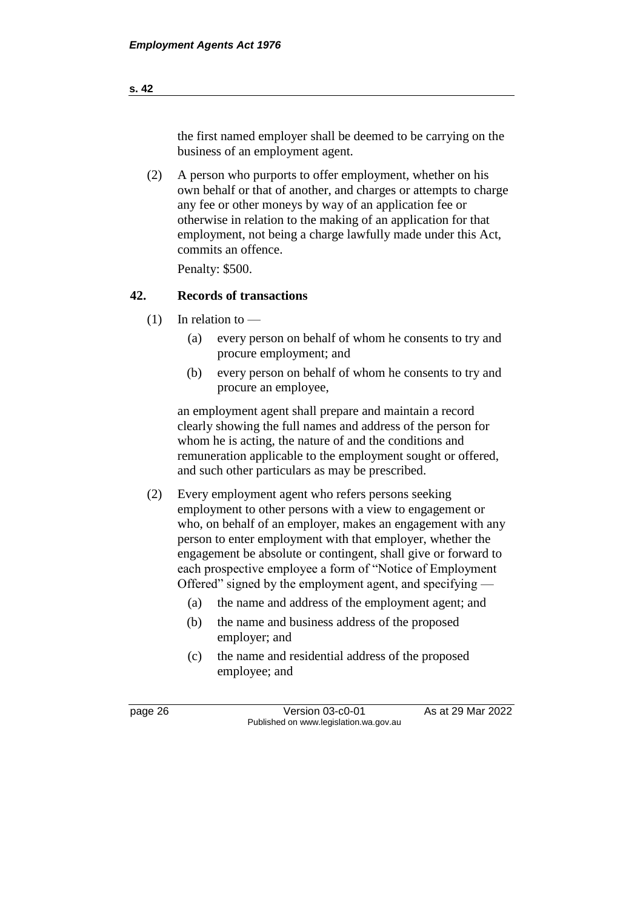the first named employer shall be deemed to be carrying on the business of an employment agent.

(2) A person who purports to offer employment, whether on his own behalf or that of another, and charges or attempts to charge any fee or other moneys by way of an application fee or otherwise in relation to the making of an application for that employment, not being a charge lawfully made under this Act, commits an offence.

Penalty: $500.

## 42. Records of transactions

(1) In relation to —

   (a) every person on behalf of whom he consents to try and procure employment; and

   (b) every person on behalf of whom he consents to try and procure an employee,

an employment agent shall prepare and maintain a record clearly showing the full names and address of the person for whom he is acting, the nature of and the conditions and remuneration applicable to the employment sought or offered, and such other particulars as may be prescribed.

(2) Every employment agent who refers persons seeking employment to other persons with a view to engagement or who, on behalf of an employer, makes an engagement with any person to enter employment with that employer, whether the engagement be absolute or contingent, shall give or forward to each prospective employee a form of "Notice of Employment Offered" signed by the employment agent, and specifying —

   (a) the name and address of the employment agent; and

   (b) the name and business address of the proposed employer; and

   (c) the name and residential address of the proposed employee; and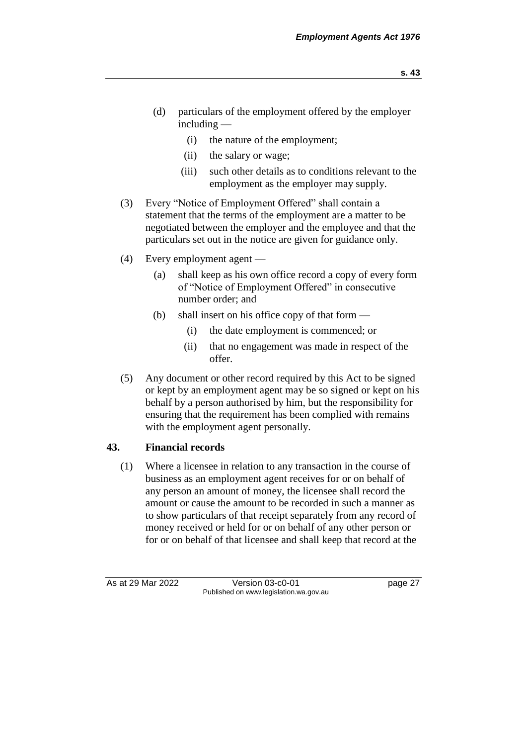(d) particulars of the employment offered by the employer including —

  (i) the nature of the employment;

  (ii) the salary or wage;

  (iii) such other details as to conditions relevant to the employment as the employer may supply.

(3) Every "Notice of Employment Offered" shall contain a statement that the terms of the employment are a matter to be negotiated between the employer and the employee and that the particulars set out in the notice are given for guidance only.

(4) Every employment agent —

  (a) shall keep as his own office record a copy of every form of "Notice of Employment Offered" in consecutive number order; and

  (b) shall insert on his office copy of that form —

    (i) the date employment is commenced; or

    (ii) that no engagement was made in respect of the offer.

(5) Any document or other record required by this Act to be signed or kept by an employment agent may be so signed or kept on his behalf by a person authorised by him, but the responsibility for ensuring that the requirement has been complied with remains with the employment agent personally.

### 43. Financial records

(1) Where a licensee in relation to any transaction in the course of business as an employment agent receives for or on behalf of any person an amount of money, the licensee shall record the amount or cause the amount to be recorded in such a manner as to show particulars of that receipt separately from any record of money received or held for or on behalf of any other person or for or on behalf of that licensee and shall keep that record at the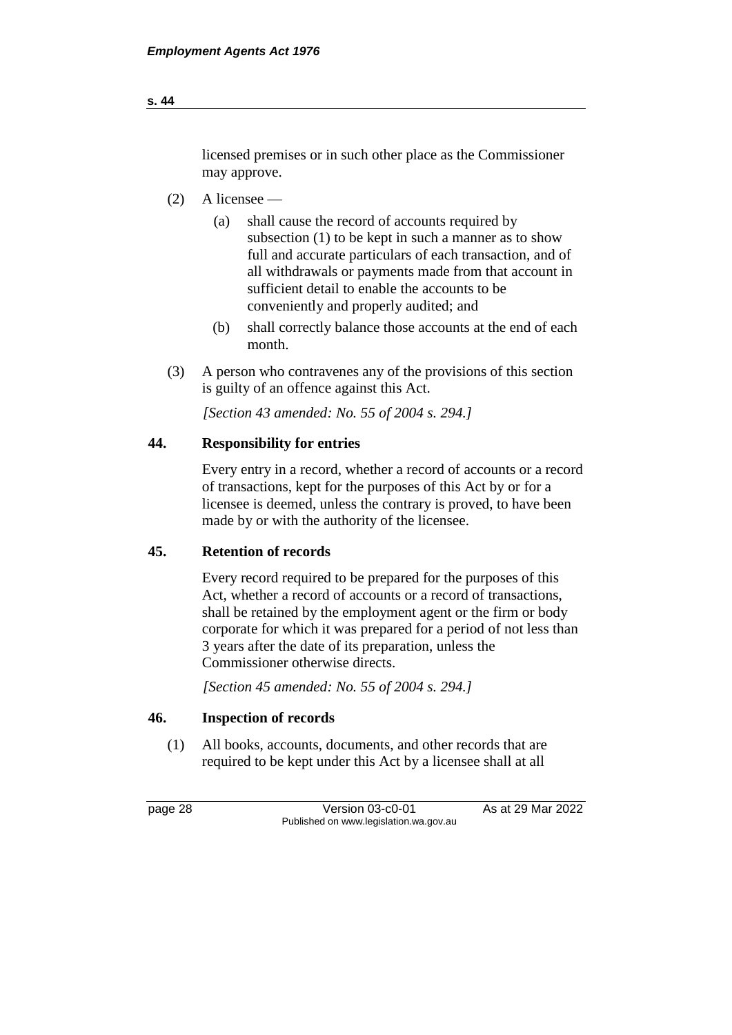licensed premises or in such other place as the Commissioner may approve.

(2) A licensee —

(a) shall cause the record of accounts required by subsection (1) to be kept in such a manner as to show full and accurate particulars of each transaction, and of all withdrawals or payments made from that account in sufficient detail to enable the accounts to be conveniently and properly audited; and

(b) shall correctly balance those accounts at the end of each month.

(3) A person who contravenes any of the provisions of this section is guilty of an offence against this Act.

*[Section 43 amended: No. 55 of 2004 s. 294.]*

## 44. Responsibility for entries

Every entry in a record, whether a record of accounts or a record of transactions, kept for the purposes of this Act by or for a licensee is deemed, unless the contrary is proved, to have been made by or with the authority of the licensee.

## 45. Retention of records

Every record required to be prepared for the purposes of this Act, whether a record of accounts or a record of transactions, shall be retained by the employment agent or the firm or body corporate for which it was prepared for a period of not less than 3 years after the date of its preparation, unless the Commissioner otherwise directs.

*[Section 45 amended: No. 55 of 2004 s. 294.]*

## 46. Inspection of records

(1) All books, accounts, documents, and other records that are required to be kept under this Act by a licensee shall at all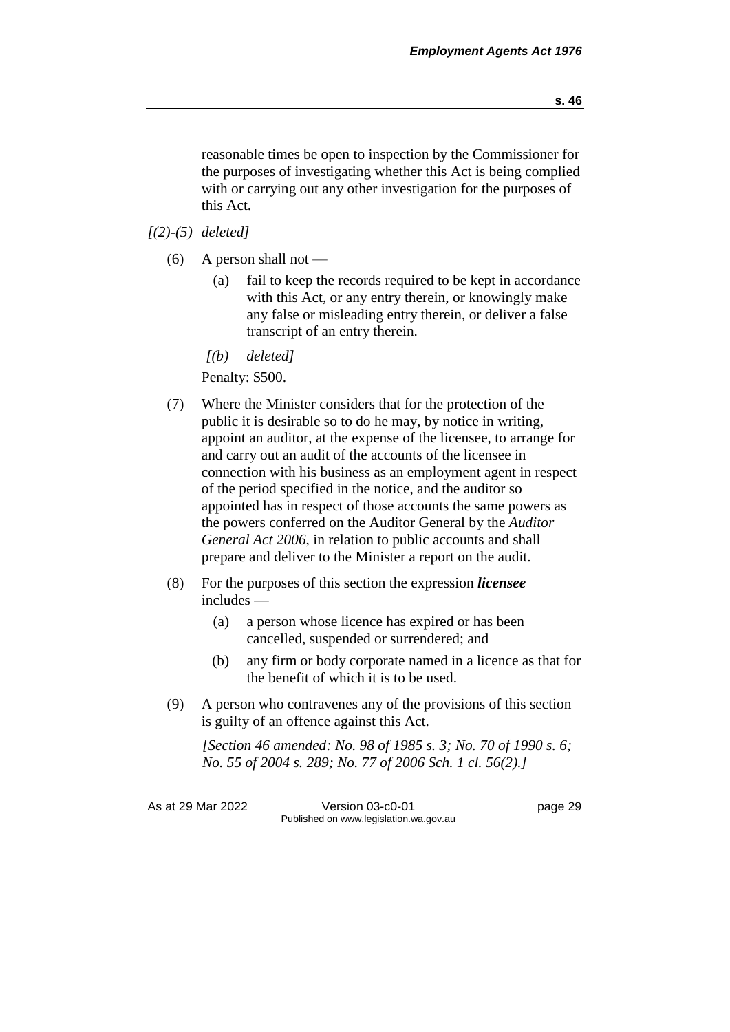reasonable times be open to inspection by the Commissioner for the purposes of investigating whether this Act is being complied with or carrying out any other investigation for the purposes of this Act.

*[(2)-(5) deleted]*

(6) A person shall not —

(a) fail to keep the records required to be kept in accordance with this Act, or any entry therein, or knowingly make any false or misleading entry therein, or deliver a false transcript of an entry therein.

*[(b) deleted]*

Penalty: $500.

(7) Where the Minister considers that for the protection of the public it is desirable so to do he may, by notice in writing, appoint an auditor, at the expense of the licensee, to arrange for and carry out an audit of the accounts of the licensee in connection with his business as an employment agent in respect of the period specified in the notice, and the auditor so appointed has in respect of those accounts the same powers as the powers conferred on the Auditor General by the *Auditor General Act 2006*, in relation to public accounts and shall prepare and deliver to the Minister a report on the audit.

(8) For the purposes of this section the expression ***licensee*** includes —

(a) a person whose licence has expired or has been cancelled, suspended or surrendered; and

(b) any firm or body corporate named in a licence as that for the benefit of which it is to be used.

(9) A person who contravenes any of the provisions of this section is guilty of an offence against this Act.

*[Section 46 amended: No. 98 of 1985 s. 3; No. 70 of 1990 s. 6; No. 55 of 2004 s. 289; No. 77 of 2006 Sch. 1 cl. 56(2).]*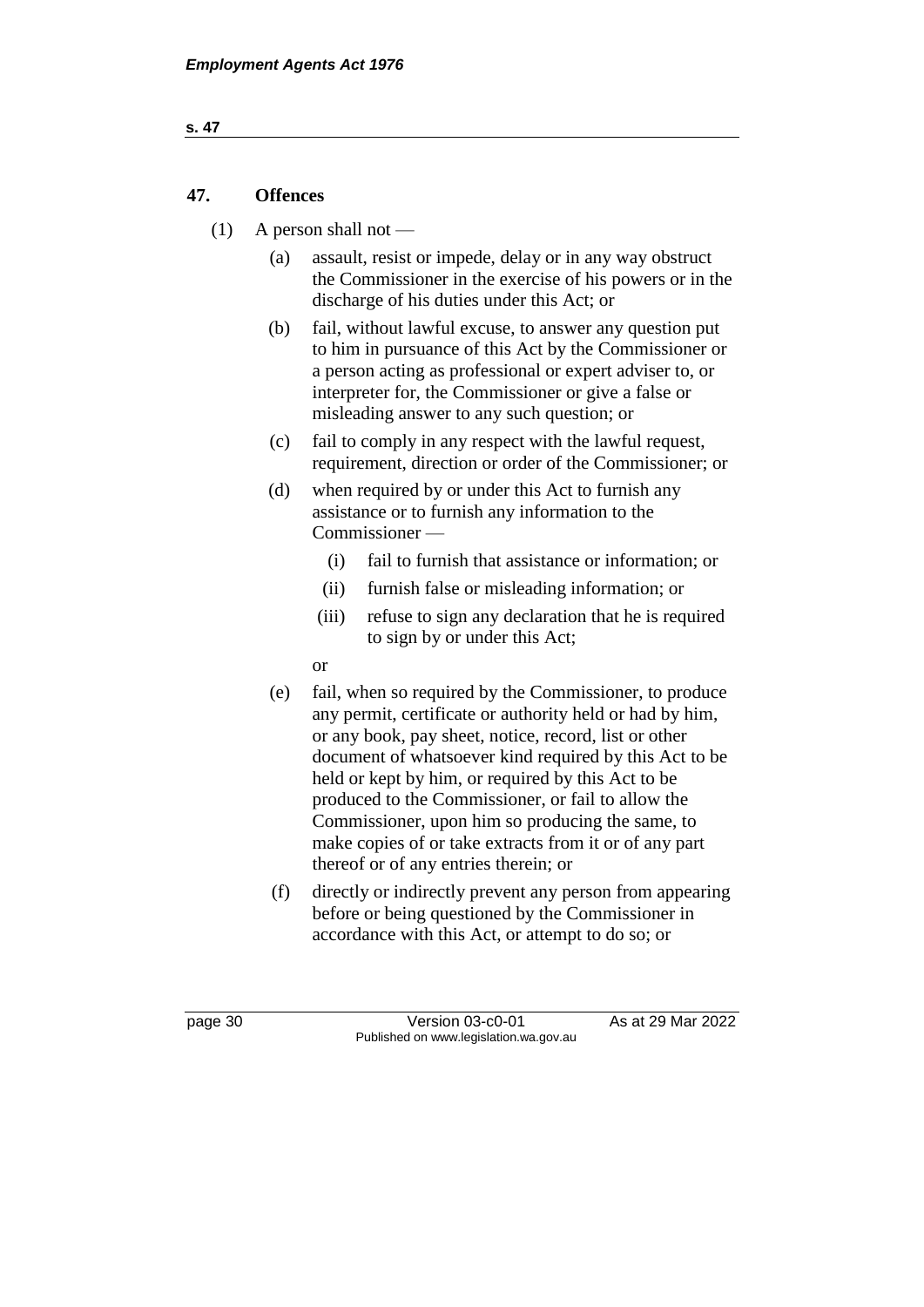## 47. Offences

(1) A person shall not —

(a) assault, resist or impede, delay or in any way obstruct the Commissioner in the exercise of his powers or in the discharge of his duties under this Act; or

(b) fail, without lawful excuse, to answer any question put to him in pursuance of this Act by the Commissioner or a person acting as professional or expert adviser to, or interpreter for, the Commissioner or give a false or misleading answer to any such question; or

(c) fail to comply in any respect with the lawful request, requirement, direction or order of the Commissioner; or

(d) when required by or under this Act to furnish any assistance or to furnish any information to the Commissioner —

  (i) fail to furnish that assistance or information; or

  (ii) furnish false or misleading information; or

  (iii) refuse to sign any declaration that he is required to sign by or under this Act;

  or

(e) fail, when so required by the Commissioner, to produce any permit, certificate or authority held or had by him, or any book, pay sheet, notice, record, list or other document of whatsoever kind required by this Act to be held or kept by him, or required by this Act to be produced to the Commissioner, or fail to allow the Commissioner, upon him so producing the same, to make copies of or take extracts from it or of any part thereof or of any entries therein; or

(f) directly or indirectly prevent any person from appearing before or being questioned by the Commissioner in accordance with this Act, or attempt to do so; or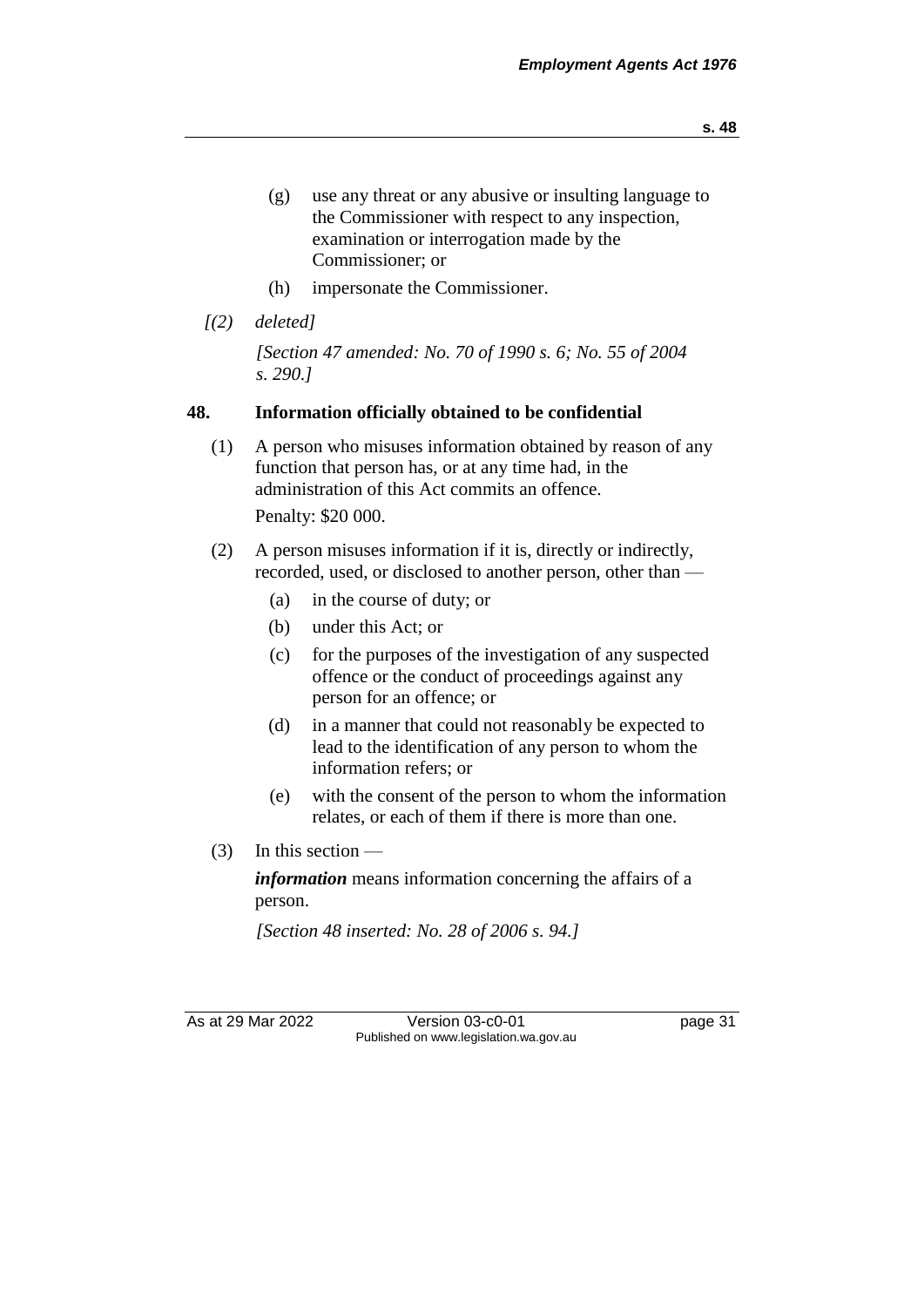(g) use any threat or any abusive or insulting language to the Commissioner with respect to any inspection, examination or interrogation made by the Commissioner; or

(h) impersonate the Commissioner.

*[(2) deleted]*

*[Section 47 amended: No. 70 of 1990 s. 6; No. 55 of 2004 s. 290.]*

### 48. Information officially obtained to be confidential

(1) A person who misuses information obtained by reason of any function that person has, or at any time had, in the administration of this Act commits an offence.

Penalty: $20 000.

(2) A person misuses information if it is, directly or indirectly, recorded, used, or disclosed to another person, other than —

(a) in the course of duty; or

(b) under this Act; or

(c) for the purposes of the investigation of any suspected offence or the conduct of proceedings against any person for an offence; or

(d) in a manner that could not reasonably be expected to lead to the identification of any person to whom the information refers; or

(e) with the consent of the person to whom the information relates, or each of them if there is more than one.

(3) In this section —

***information*** means information concerning the affairs of a person.

*[Section 48 inserted: No. 28 of 2006 s. 94.]*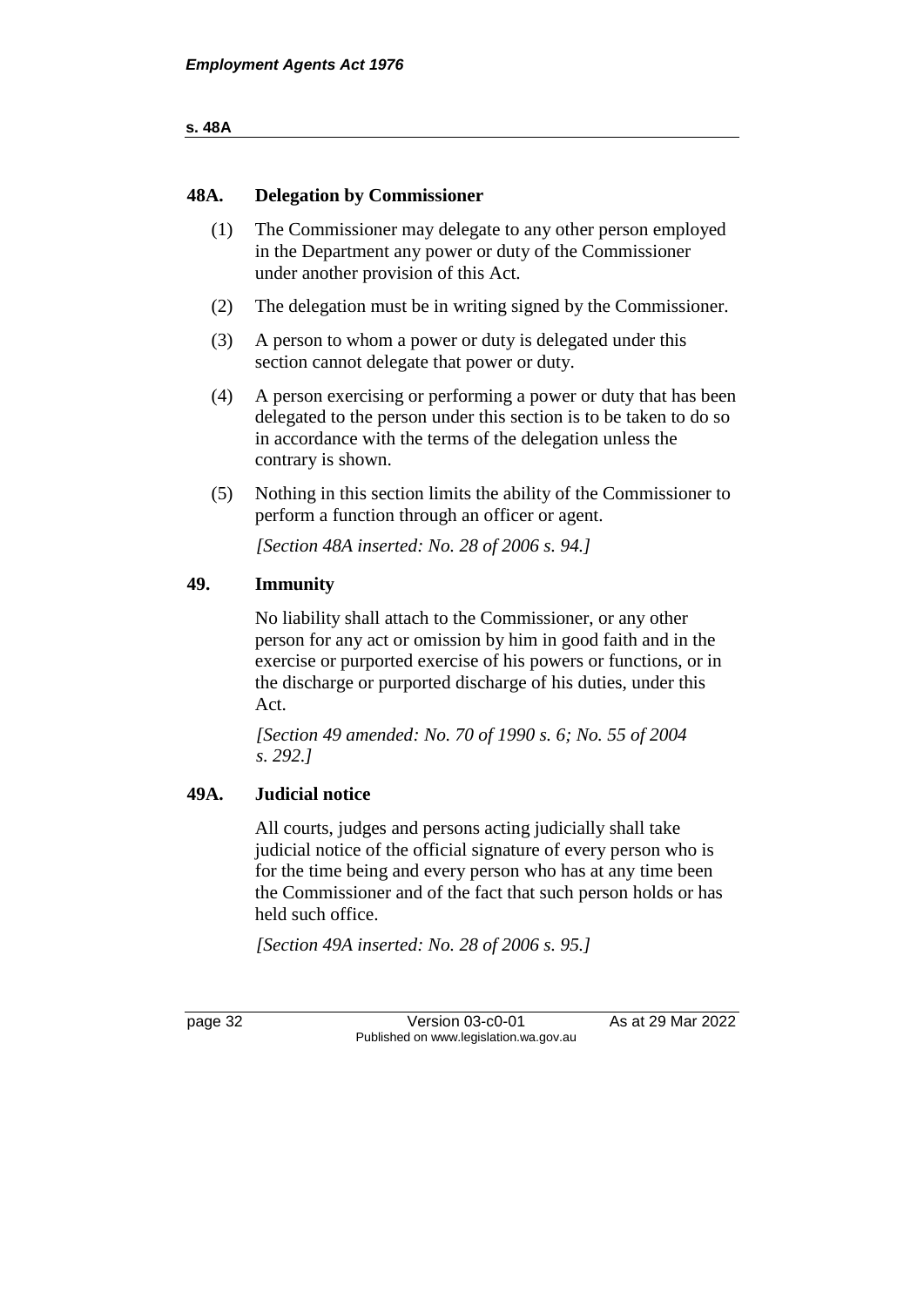## 48A. Delegation by Commissioner

(1) The Commissioner may delegate to any other person employed in the Department any power or duty of the Commissioner under another provision of this Act.

(2) The delegation must be in writing signed by the Commissioner.

(3) A person to whom a power or duty is delegated under this section cannot delegate that power or duty.

(4) A person exercising or performing a power or duty that has been delegated to the person under this section is to be taken to do so in accordance with the terms of the delegation unless the contrary is shown.

(5) Nothing in this section limits the ability of the Commissioner to perform a function through an officer or agent.

*[Section 48A inserted: No. 28 of 2006 s. 94.]*

## 49. Immunity

No liability shall attach to the Commissioner, or any other person for any act or omission by him in good faith and in the exercise or purported exercise of his powers or functions, or in the discharge or purported discharge of his duties, under this Act.

*[Section 49 amended: No. 70 of 1990 s. 6; No. 55 of 2004 s. 292.]*

## 49A. Judicial notice

All courts, judges and persons acting judicially shall take judicial notice of the official signature of every person who is for the time being and every person who has at any time been the Commissioner and of the fact that such person holds or has held such office.

*[Section 49A inserted: No. 28 of 2006 s. 95.]*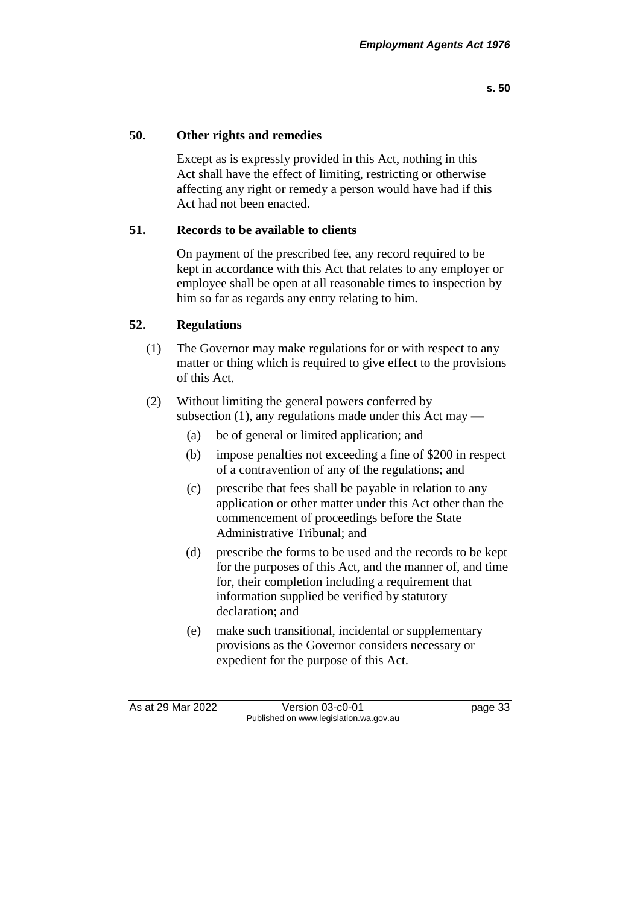## 50. Other rights and remedies

Except as is expressly provided in this Act, nothing in this Act shall have the effect of limiting, restricting or otherwise affecting any right or remedy a person would have had if this Act had not been enacted.

## 51. Records to be available to clients

On payment of the prescribed fee, any record required to be kept in accordance with this Act that relates to any employer or employee shall be open at all reasonable times to inspection by him so far as regards any entry relating to him.

## 52. Regulations

(1) The Governor may make regulations for or with respect to any matter or thing which is required to give effect to the provisions of this Act.

(2) Without limiting the general powers conferred by subsection (1), any regulations made under this Act may —

- (a) be of general or limited application; and
- (b) impose penalties not exceeding a fine of $200 in respect of a contravention of any of the regulations; and
- (c) prescribe that fees shall be payable in relation to any application or other matter under this Act other than the commencement of proceedings before the State Administrative Tribunal; and
- (d) prescribe the forms to be used and the records to be kept for the purposes of this Act, and the manner of, and time for, their completion including a requirement that information supplied be verified by statutory declaration; and
- (e) make such transitional, incidental or supplementary provisions as the Governor considers necessary or expedient for the purpose of this Act.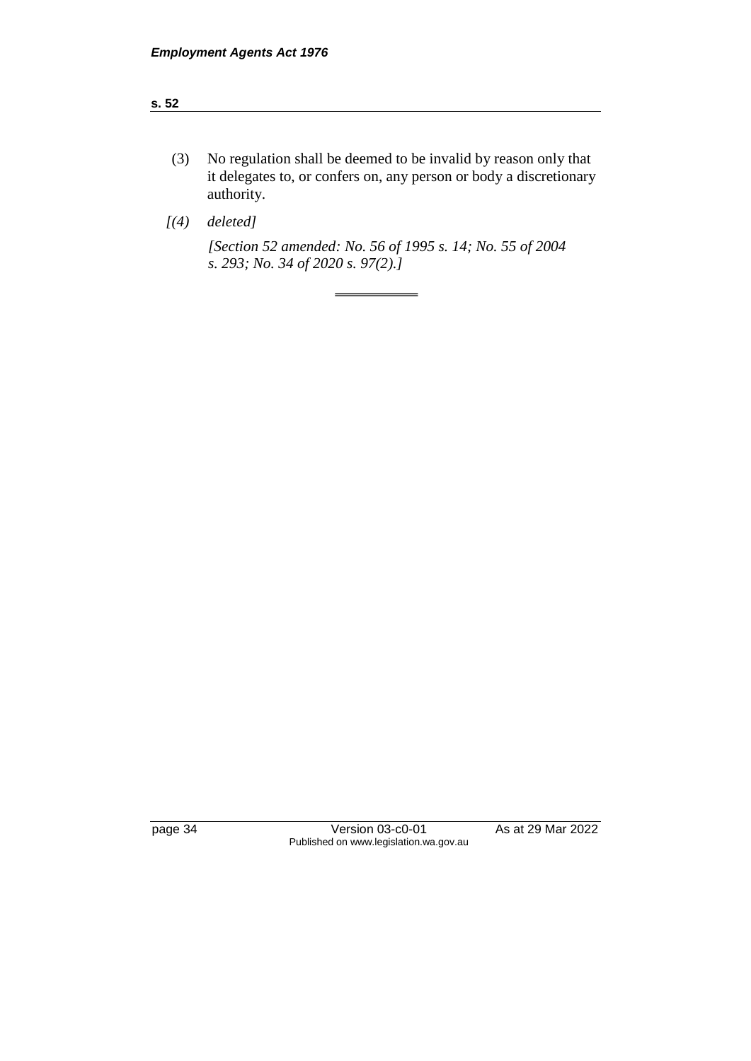(3) No regulation shall be deemed to be invalid by reason only that it delegates to, or confers on, any person or body a discretionary authority.

*[(4) deleted]*

*[Section 52 amended: No. 56 of 1995 s. 14; No. 55 of 2004 s. 293; No. 34 of 2020 s. 97(2).]*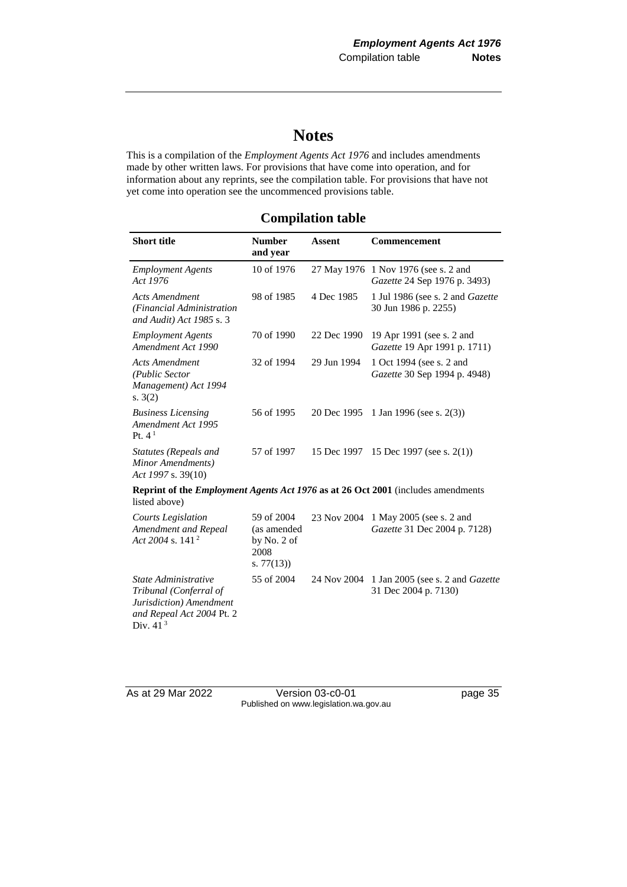# Notes

This is a compilation of the *Employment Agents Act 1976* and includes amendments made by other written laws. For provisions that have come into operation, and for information about any reprints, see the compilation table. For provisions that have not yet come into operation see the uncommenced provisions table.

## Compilation table

| Short title | Number and year | Assent | Commencement |
|---|---|---|---|
| *Employment Agents Act 1976* | 10 of 1976 | 27 May 1976 | 1 Nov 1976 (see s. 2 and *Gazette* 24 Sep 1976 p. 3493) |
| *Acts Amendment (Financial Administration and Audit) Act 1985* s. 3 | 98 of 1985 | 4 Dec 1985 | 1 Jul 1986 (see s. 2 and *Gazette* 30 Jun 1986 p. 2255) |
| *Employment Agents Amendment Act 1990* | 70 of 1990 | 22 Dec 1990 | 19 Apr 1991 (see s. 2 and *Gazette* 19 Apr 1991 p. 1711) |
| *Acts Amendment (Public Sector Management) Act 1994* s. 3(2) | 32 of 1994 | 29 Jun 1994 | 1 Oct 1994 (see s. 2 and *Gazette* 30 Sep 1994 p. 4948) |
| *Business Licensing Amendment Act 1995* Pt. 4 [1] | 56 of 1995 | 20 Dec 1995 | 1 Jan 1996 (see s. 2(3)) |
| *Statutes (Repeals and Minor Amendments) Act 1997* s. 39(10) | 57 of 1997 | 15 Dec 1997 | 15 Dec 1997 (see s. 2(1)) |
| **Reprint of the *Employment Agents Act 1976* as at 26 Oct 2001** (includes amendments listed above) | | | |
| *Courts Legislation Amendment and Repeal Act 2004* s. 141 [2] | 59 of 2004 (as amended by No. 2 of 2008 s. 77(13)) | 23 Nov 2004 | 1 May 2005 (see s. 2 and *Gazette* 31 Dec 2004 p. 7128) |
| *State Administrative Tribunal (Conferral of Jurisdiction) Amendment and Repeal Act 2004* Pt. 2 Div. 41 [3] | 55 of 2004 | 24 Nov 2004 | 1 Jan 2005 (see s. 2 and *Gazette* 31 Dec 2004 p. 7130) |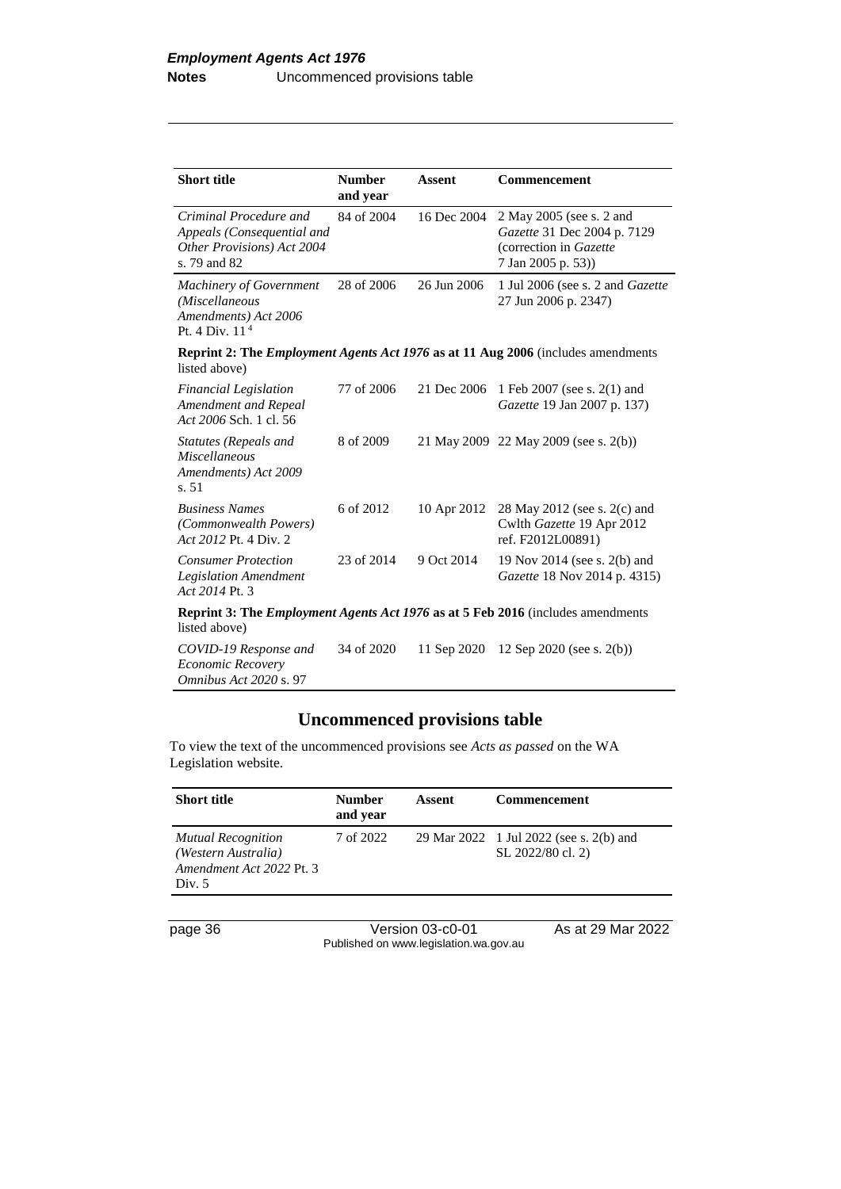| Short title | Number and year | Assent | Commencement |
|---|---|---|---|
| *Criminal Procedure and Appeals (Consequential and Other Provisions) Act 2004* s. 79 and 82 | 84 of 2004 | 16 Dec 2004 | 2 May 2005 (see s. 2 and *Gazette* 31 Dec 2004 p. 7129 (correction in *Gazette* 7 Jan 2005 p. 53)) |
| *Machinery of Government (Miscellaneous Amendments) Act 2006* Pt. 4 Div. 11 [4] | 28 of 2006 | 26 Jun 2006 | 1 Jul 2006 (see s. 2 and *Gazette* 27 Jun 2006 p. 2347) |
| **Reprint 2: The *Employment Agents Act 1976* as at 11 Aug 2006** (includes amendments listed above) | | | |
| *Financial Legislation Amendment and Repeal Act 2006* Sch. 1 cl. 56 | 77 of 2006 | 21 Dec 2006 | 1 Feb 2007 (see s. 2(1) and *Gazette* 19 Jan 2007 p. 137) |
| *Statutes (Repeals and Miscellaneous Amendments) Act 2009* s. 51 | 8 of 2009 | 21 May 2009 | 22 May 2009 (see s. 2(b)) |
| *Business Names (Commonwealth Powers) Act 2012* Pt. 4 Div. 2 | 6 of 2012 | 10 Apr 2012 | 28 May 2012 (see s. 2(c) and Cwlth *Gazette* 19 Apr 2012 ref. F2012L00891) |
| *Consumer Protection Legislation Amendment Act 2014* Pt. 3 | 23 of 2014 | 9 Oct 2014 | 19 Nov 2014 (see s. 2(b) and *Gazette* 18 Nov 2014 p. 4315) |
| **Reprint 3: The *Employment Agents Act 1976* as at 5 Feb 2016** (includes amendments listed above) | | | |
| *COVID-19 Response and Economic Recovery Omnibus Act 2020* s. 97 | 34 of 2020 | 11 Sep 2020 | 12 Sep 2020 (see s. 2(b)) |

## Uncommenced provisions table

To view the text of the uncommenced provisions see *Acts as passed* on the WA Legislation website.

| Short title | Number and year | Assent | Commencement |
|---|---|---|---|
| *Mutual Recognition (Western Australia) Amendment Act 2022* Pt. 3 Div. 5 | 7 of 2022 | 29 Mar 2022 | 1 Jul 2022 (see s. 2(b) and SL 2022/80 cl. 2) |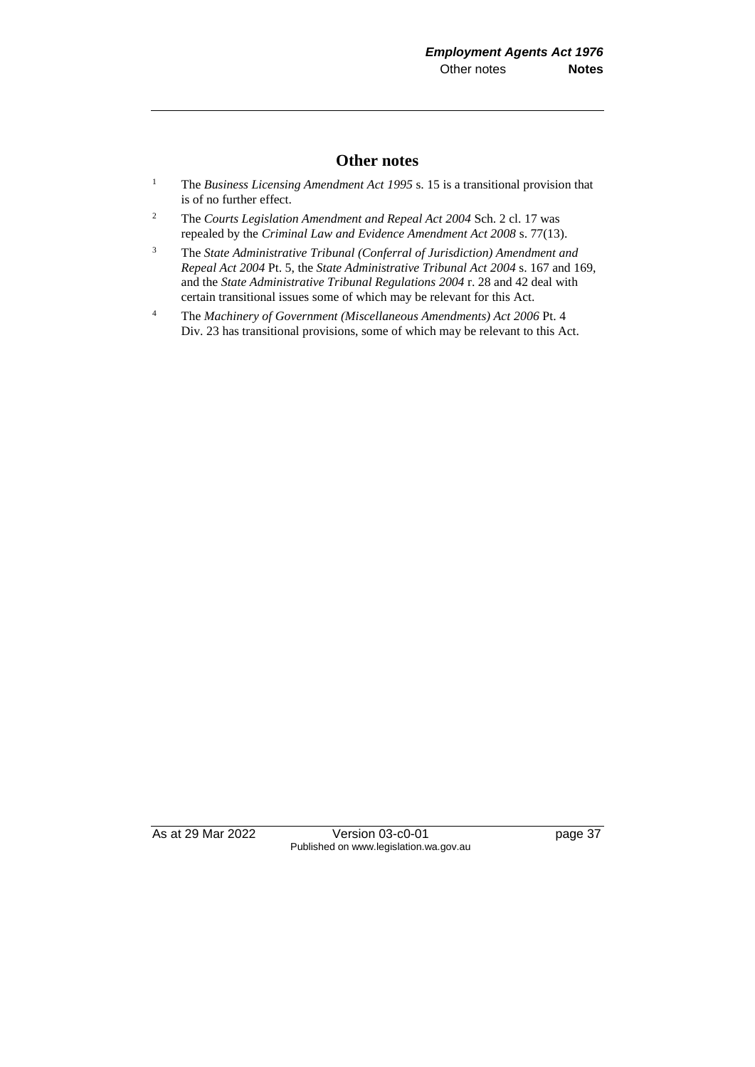## Other notes

[1] The *Business Licensing Amendment Act 1995* s. 15 is a transitional provision that is of no further effect.

[2] The *Courts Legislation Amendment and Repeal Act 2004* Sch. 2 cl. 17 was repealed by the *Criminal Law and Evidence Amendment Act 2008* s. 77(13).

[3] The *State Administrative Tribunal (Conferral of Jurisdiction) Amendment and Repeal Act 2004* Pt. 5, the *State Administrative Tribunal Act 2004* s. 167 and 169, and the *State Administrative Tribunal Regulations 2004* r. 28 and 42 deal with certain transitional issues some of which may be relevant for this Act.

[4] The *Machinery of Government (Miscellaneous Amendments) Act 2006* Pt. 4 Div. 23 has transitional provisions, some of which may be relevant to this Act.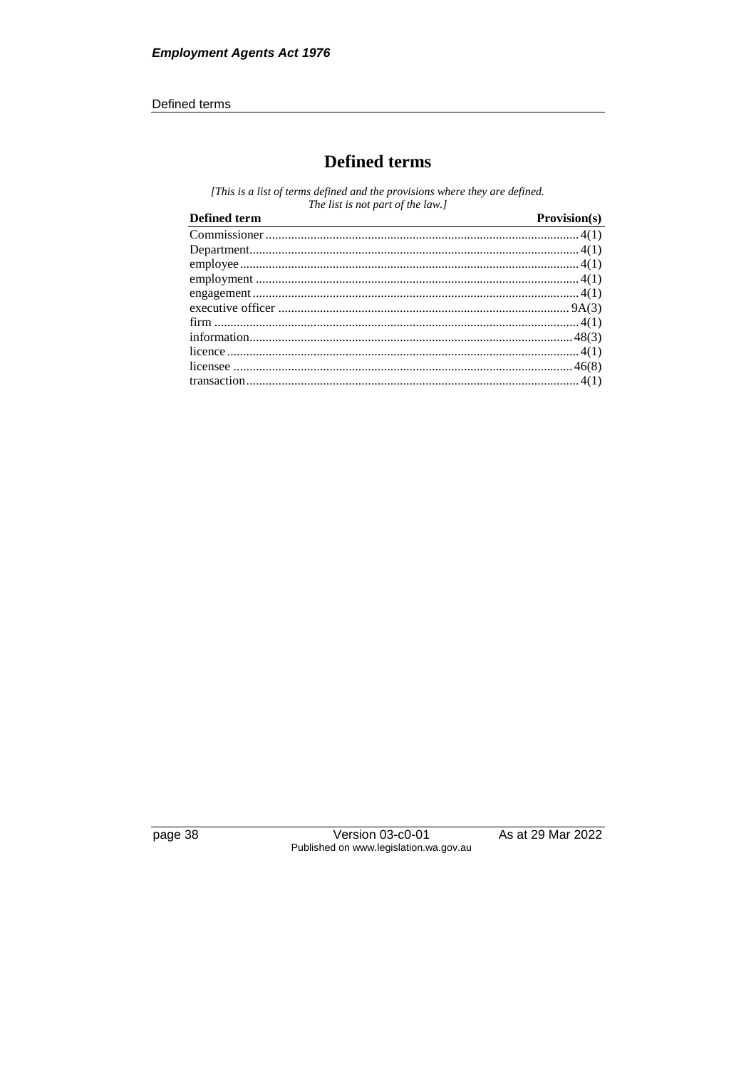# Defined terms

*[This is a list of terms defined and the provisions where they are defined. The list is not part of the law.]*

| Defined term | Provision(s) |
|---|---|
| Commissioner | 4(1) |
| Department | 4(1) |
| employee | 4(1) |
| employment | 4(1) |
| engagement | 4(1) |
| executive officer | 9A(3) |
| firm | 4(1) |
| information | 48(3) |
| licence | 4(1) |
| licensee | 46(8) |
| transaction | 4(1) |